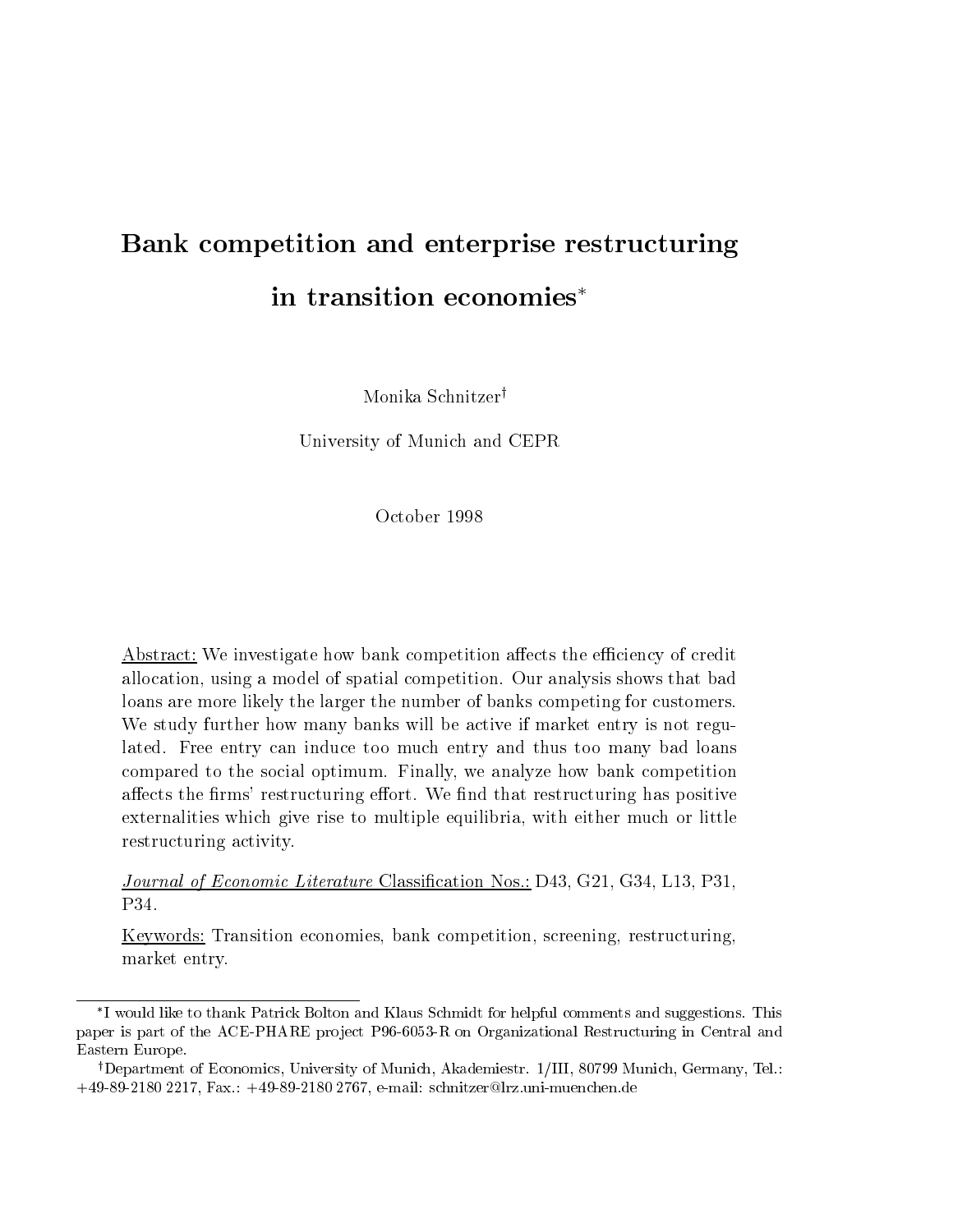# Bank competition and enterprise restructuring in transition economies*

Monika Schnitzer†

University of Munich and CEPR

October 1998

Abstract: We investigate how bank competition affects the efficiency of credit allocation, using a model of spatial competition. Our analysis shows that bad loans are more likely the larger the number of banks competing for customers. We study further how many banks will be active if market entry is not regulated. Free entry can induce too much entry and thus too many bad loans compared to the social optimum. Finally, we analyze how bank competition affects the firms' restructuring effort. We find that restructuring has positive externalities which give rise to multiple equilibria, with either much or little restructuring activity.

*Journal of Economic Literature* Classification Nos.: D43, G21, G34, L13, P31, P34.

Keywords: Transition economies, bank competition, screening, restructuring, market entry.

---

*I would like to thank Patrick Bolton and Klaus Schmidt for helpful comments and suggestions. This paper is part of the ACE-PHARE project P96-6053-R on Organizational Restructuring in Central and Eastern Europe.

†Department of Economics, University of Munich, Akademiestr. 1/III, 80799 Munich, Germany, Tel.: +49-89-2180 2217, Fax.: +49-89-2180 2767, e-mail: schnitzer@lrz.uni-muenchen.de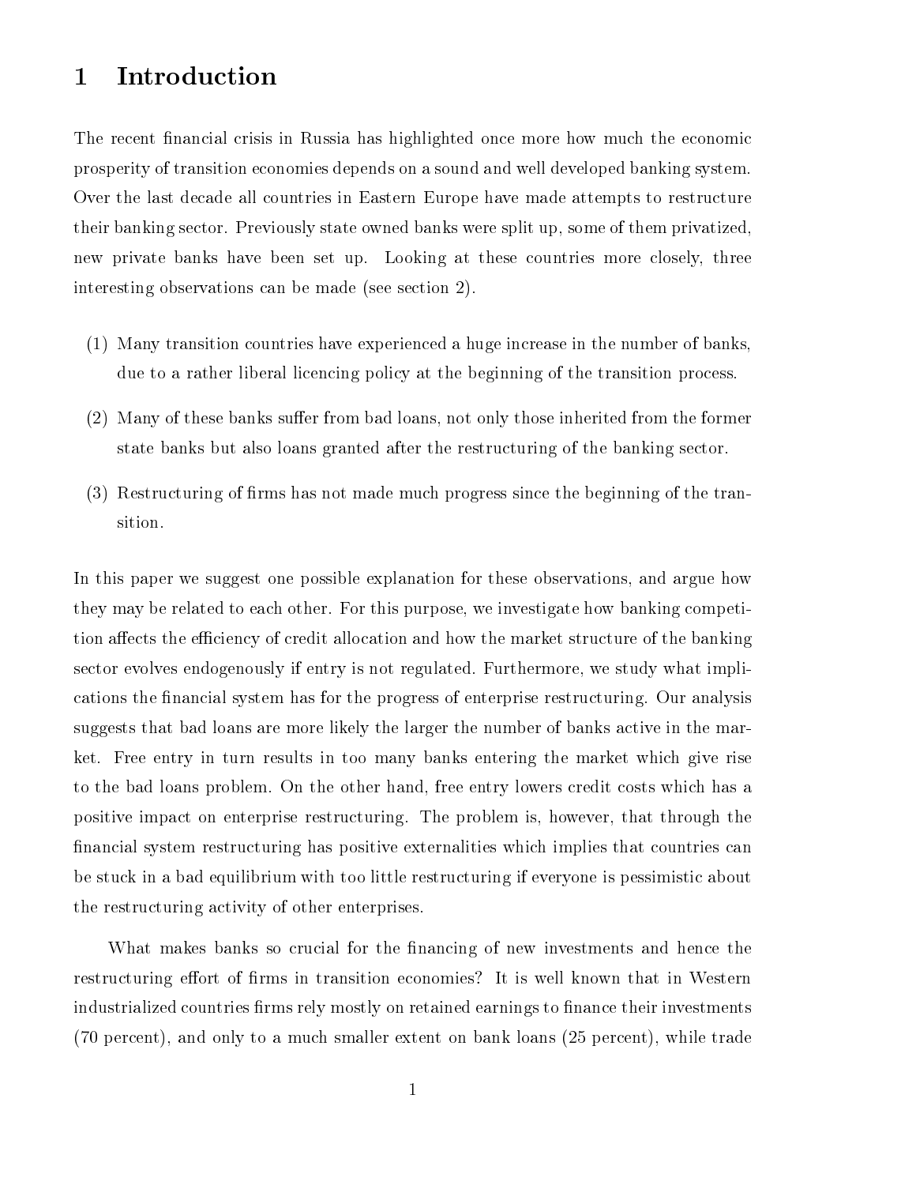# 1 Introduction

The recent financial crisis in Russia has highlighted once more how much the economic prosperity of transition economies depends on a sound and well developed banking system. Over the last decade all countries in Eastern Europe have made attempts to restructure their banking sector. Previously state owned banks were split up, some of them privatized, new private banks have been set up. Looking at these countries more closely, three interesting observations can be made (see section 2).

(1) Many transition countries have experienced a huge increase in the number of banks, due to a rather liberal licencing policy at the beginning of the transition process.

(2) Many of these banks suffer from bad loans, not only those inherited from the former state banks but also loans granted after the restructuring of the banking sector.

(3) Restructuring of firms has not made much progress since the beginning of the transition.

In this paper we suggest one possible explanation for these observations, and argue how they may be related to each other. For this purpose, we investigate how banking competition affects the efficiency of credit allocation and how the market structure of the banking sector evolves endogenously if entry is not regulated. Furthermore, we study what implications the financial system has for the progress of enterprise restructuring. Our analysis suggests that bad loans are more likely the larger the number of banks active in the market. Free entry in turn results in too many banks entering the market which give rise to the bad loans problem. On the other hand, free entry lowers credit costs which has a positive impact on enterprise restructuring. The problem is, however, that through the financial system restructuring has positive externalities which implies that countries can be stuck in a bad equilibrium with too little restructuring if everyone is pessimistic about the restructuring activity of other enterprises.

What makes banks so crucial for the financing of new investments and hence the restructuring effort of firms in transition economies? It is well known that in Western industrialized countries firms rely mostly on retained earnings to finance their investments (70 percent), and only to a much smaller extent on bank loans (25 percent), while trade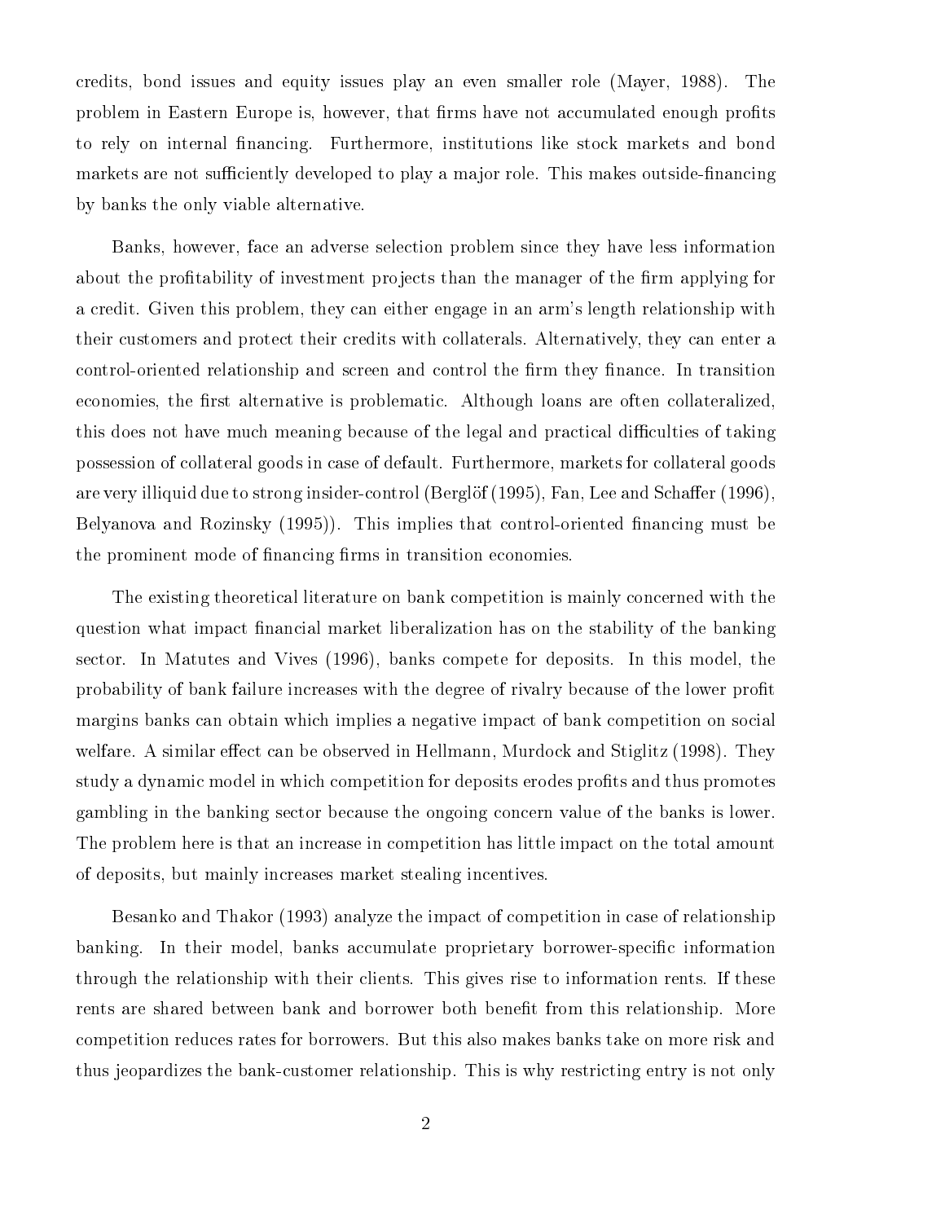credits, bond issues and equity issues play an even smaller role (Mayer, 1988). The problem in Eastern Europe is, however, that firms have not accumulated enough profits to rely on internal financing. Furthermore, institutions like stock markets and bond markets are not sufficiently developed to play a major role. This makes outside-financing by banks the only viable alternative.

Banks, however, face an adverse selection problem since they have less information about the profitability of investment projects than the manager of the firm applying for a credit. Given this problem, they can either engage in an arm's length relationship with their customers and protect their credits with collaterals. Alternatively, they can enter a control-oriented relationship and screen and control the firm they finance. In transition economies, the first alternative is problematic. Although loans are often collateralized, this does not have much meaning because of the legal and practical difficulties of taking possession of collateral goods in case of default. Furthermore, markets for collateral goods are very illiquid due to strong insider-control (Berglöf (1995), Fan, Lee and Schaffer (1996), Belyanova and Rozinsky (1995)). This implies that control-oriented financing must be the prominent mode of financing firms in transition economies.

The existing theoretical literature on bank competition is mainly concerned with the question what impact financial market liberalization has on the stability of the banking sector. In Matutes and Vives (1996), banks compete for deposits. In this model, the probability of bank failure increases with the degree of rivalry because of the lower profit margins banks can obtain which implies a negative impact of bank competition on social welfare. A similar effect can be observed in Hellmann, Murdock and Stiglitz (1998). They study a dynamic model in which competition for deposits erodes profits and thus promotes gambling in the banking sector because the ongoing concern value of the banks is lower. The problem here is that an increase in competition has little impact on the total amount of deposits, but mainly increases market stealing incentives.

Besanko and Thakor (1993) analyze the impact of competition in case of relationship banking. In their model, banks accumulate proprietary borrower-specific information through the relationship with their clients. This gives rise to information rents. If these rents are shared between bank and borrower both benefit from this relationship. More competition reduces rates for borrowers. But this also makes banks take on more risk and thus jeopardizes the bank-customer relationship. This is why restricting entry is not only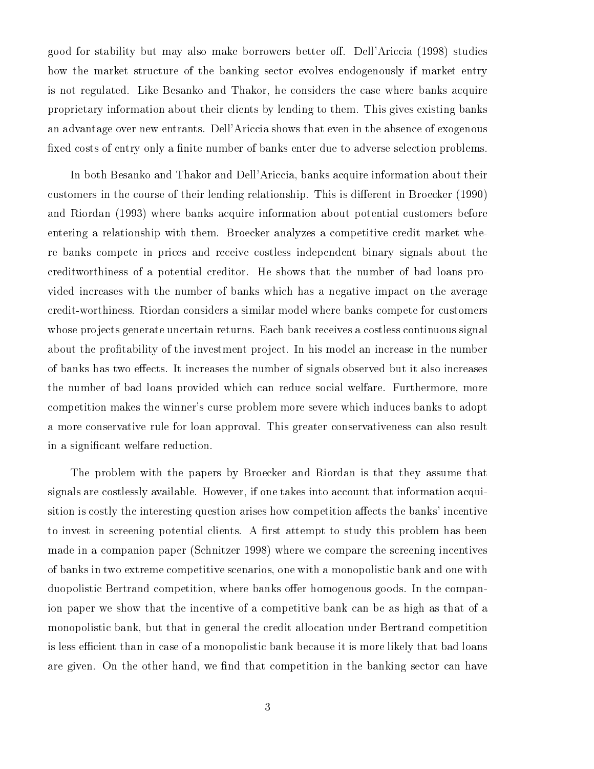good for stability but may also make borrowers better off. Dell'Ariccia (1998) studies how the market structure of the banking sector evolves endogenously if market entry is not regulated. Like Besanko and Thakor, he considers the case where banks acquire proprietary information about their clients by lending to them. This gives existing banks an advantage over new entrants. Dell'Ariccia shows that even in the absence of exogenous fixed costs of entry only a finite number of banks enter due to adverse selection problems.

In both Besanko and Thakor and Dell'Ariccia, banks acquire information about their customers in the course of their lending relationship. This is different in Broecker (1990) and Riordan (1993) where banks acquire information about potential customers before entering a relationship with them. Broecker analyzes a competitive credit market where banks compete in prices and receive costless independent binary signals about the creditworthiness of a potential creditor. He shows that the number of bad loans provided increases with the number of banks which has a negative impact on the average credit-worthiness. Riordan considers a similar model where banks compete for customers whose projects generate uncertain returns. Each bank receives a costless continuous signal about the profitability of the investment project. In his model an increase in the number of banks has two effects. It increases the number of signals observed but it also increases the number of bad loans provided which can reduce social welfare. Furthermore, more competition makes the winner's curse problem more severe which induces banks to adopt a more conservative rule for loan approval. This greater conservativeness can also result in a significant welfare reduction.

The problem with the papers by Broecker and Riordan is that they assume that signals are costlessly available. However, if one takes into account that information acquisition is costly the interesting question arises how competition affects the banks' incentive to invest in screening potential clients. A first attempt to study this problem has been made in a companion paper (Schnitzer 1998) where we compare the screening incentives of banks in two extreme competitive scenarios, one with a monopolistic bank and one with duopolistic Bertrand competition, where banks offer homogenous goods. In the companion paper we show that the incentive of a competitive bank can be as high as that of a monopolistic bank, but that in general the credit allocation under Bertrand competition is less efficient than in case of a monopolistic bank because it is more likely that bad loans are given. On the other hand, we find that competition in the banking sector can have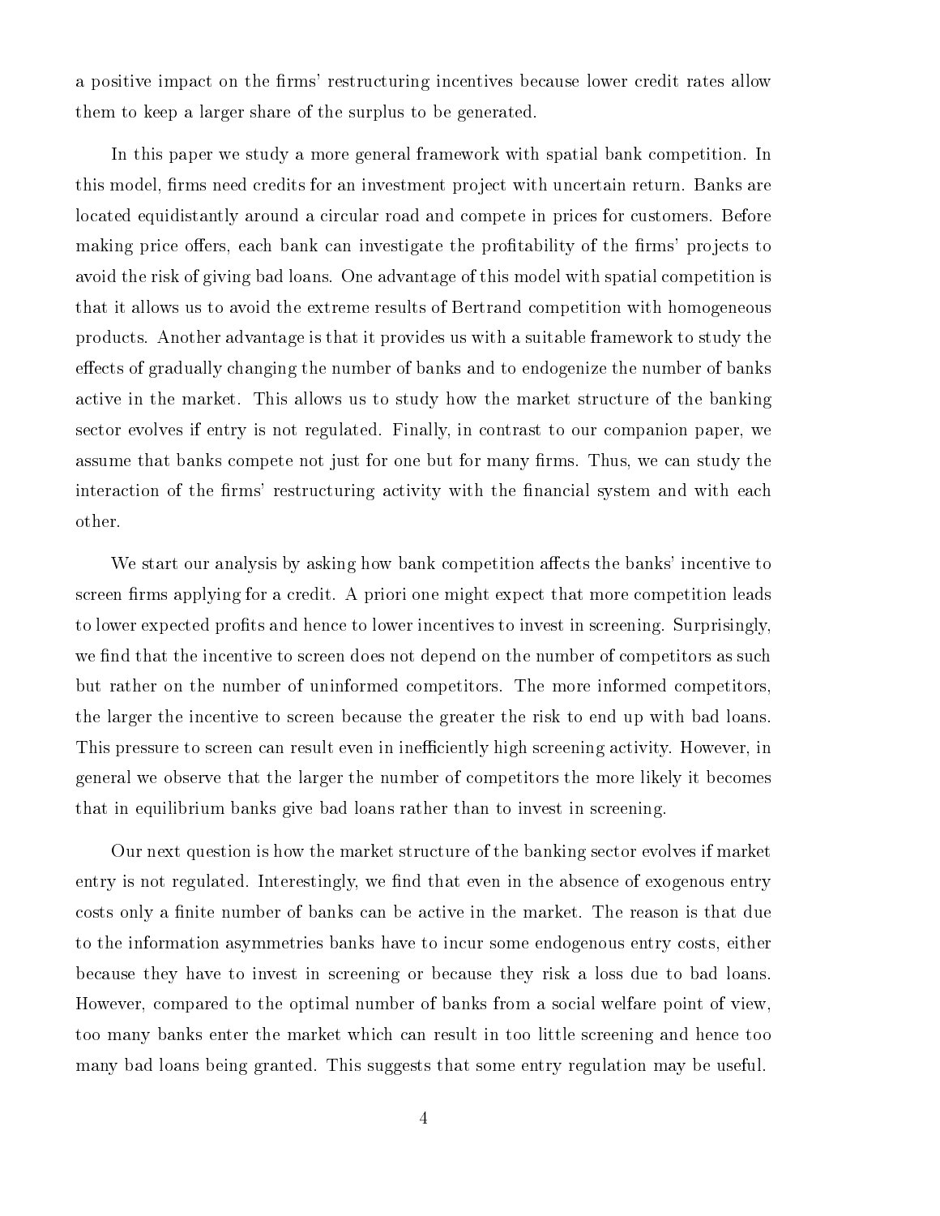a positive impact on the firms' restructuring incentives because lower credit rates allow them to keep a larger share of the surplus to be generated.

In this paper we study a more general framework with spatial bank competition. In this model, firms need credits for an investment project with uncertain return. Banks are located equidistantly around a circular road and compete in prices for customers. Before making price offers, each bank can investigate the profitability of the firms' projects to avoid the risk of giving bad loans. One advantage of this model with spatial competition is that it allows us to avoid the extreme results of Bertrand competition with homogeneous products. Another advantage is that it provides us with a suitable framework to study the effects of gradually changing the number of banks and to endogenize the number of banks active in the market. This allows us to study how the market structure of the banking sector evolves if entry is not regulated. Finally, in contrast to our companion paper, we assume that banks compete not just for one but for many firms. Thus, we can study the interaction of the firms' restructuring activity with the financial system and with each other.

We start our analysis by asking how bank competition affects the banks' incentive to screen firms applying for a credit. A priori one might expect that more competition leads to lower expected profits and hence to lower incentives to invest in screening. Surprisingly, we find that the incentive to screen does not depend on the number of competitors as such but rather on the number of uninformed competitors. The more informed competitors, the larger the incentive to screen because the greater the risk to end up with bad loans. This pressure to screen can result even in inefficiently high screening activity. However, in general we observe that the larger the number of competitors the more likely it becomes that in equilibrium banks give bad loans rather than to invest in screening.

Our next question is how the market structure of the banking sector evolves if market entry is not regulated. Interestingly, we find that even in the absence of exogenous entry costs only a finite number of banks can be active in the market. The reason is that due to the information asymmetries banks have to incur some endogenous entry costs, either because they have to invest in screening or because they risk a loss due to bad loans. However, compared to the optimal number of banks from a social welfare point of view, too many banks enter the market which can result in too little screening and hence too many bad loans being granted. This suggests that some entry regulation may be useful.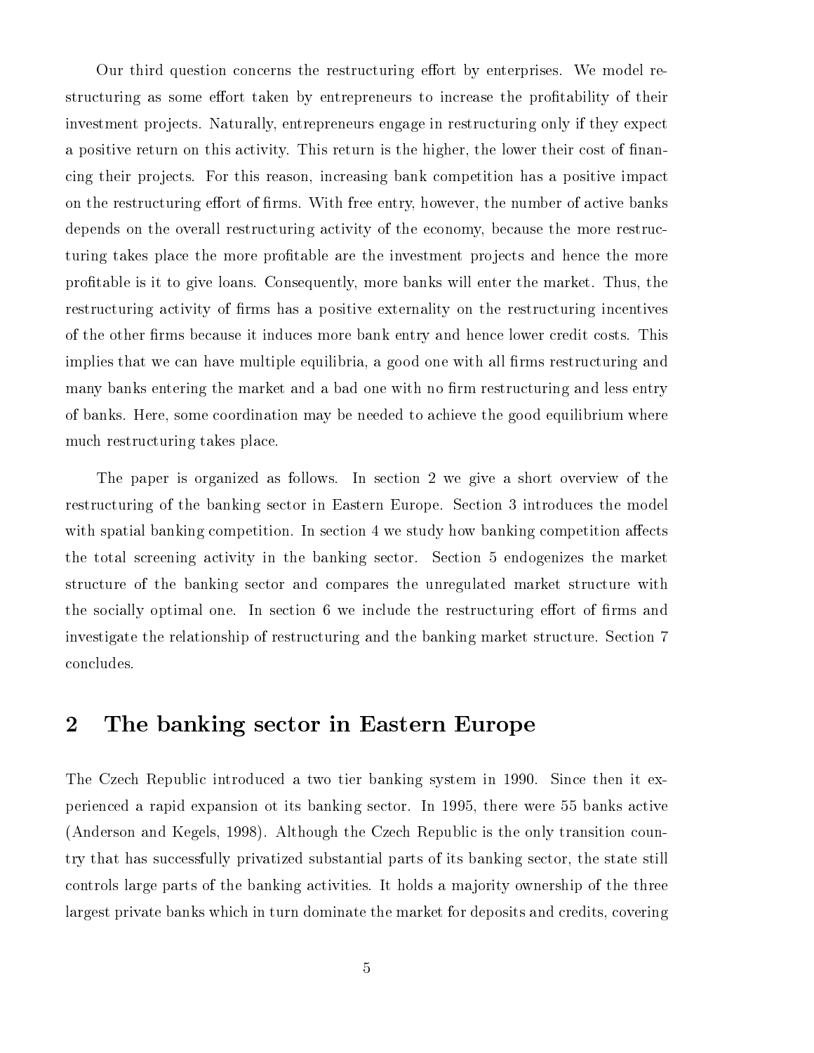Our third question concerns the restructuring effort by enterprises. We model restructuring as some effort taken by entrepreneurs to increase the profitability of their investment projects. Naturally, entrepreneurs engage in restructuring only if they expect a positive return on this activity. This return is the higher, the lower their cost of financing their projects. For this reason, increasing bank competition has a positive impact on the restructuring effort of firms. With free entry, however, the number of active banks depends on the overall restructuring activity of the economy, because the more restructuring takes place the more profitable are the investment projects and hence the more profitable is it to give loans. Consequently, more banks will enter the market. Thus, the restructuring activity of firms has a positive externality on the restructuring incentives of the other firms because it induces more bank entry and hence lower credit costs. This implies that we can have multiple equilibria, a good one with all firms restructuring and many banks entering the market and a bad one with no firm restructuring and less entry of banks. Here, some coordination may be needed to achieve the good equilibrium where much restructuring takes place.

The paper is organized as follows. In section 2 we give a short overview of the restructuring of the banking sector in Eastern Europe. Section 3 introduces the model with spatial banking competition. In section 4 we study how banking competition affects the total screening activity in the banking sector. Section 5 endogenizes the market structure of the banking sector and compares the unregulated market structure with the socially optimal one. In section 6 we include the restructuring effort of firms and investigate the relationship of restructuring and the banking market structure. Section 7 concludes.

## 2 The banking sector in Eastern Europe

The Czech Republic introduced a two tier banking system in 1990. Since then it experienced a rapid expansion ot its banking sector. In 1995, there were 55 banks active (Anderson and Kegels, 1998). Although the Czech Republic is the only transition country that has successfully privatized substantial parts of its banking sector, the state still controls large parts of the banking activities. It holds a majority ownership of the three largest private banks which in turn dominate the market for deposits and credits, covering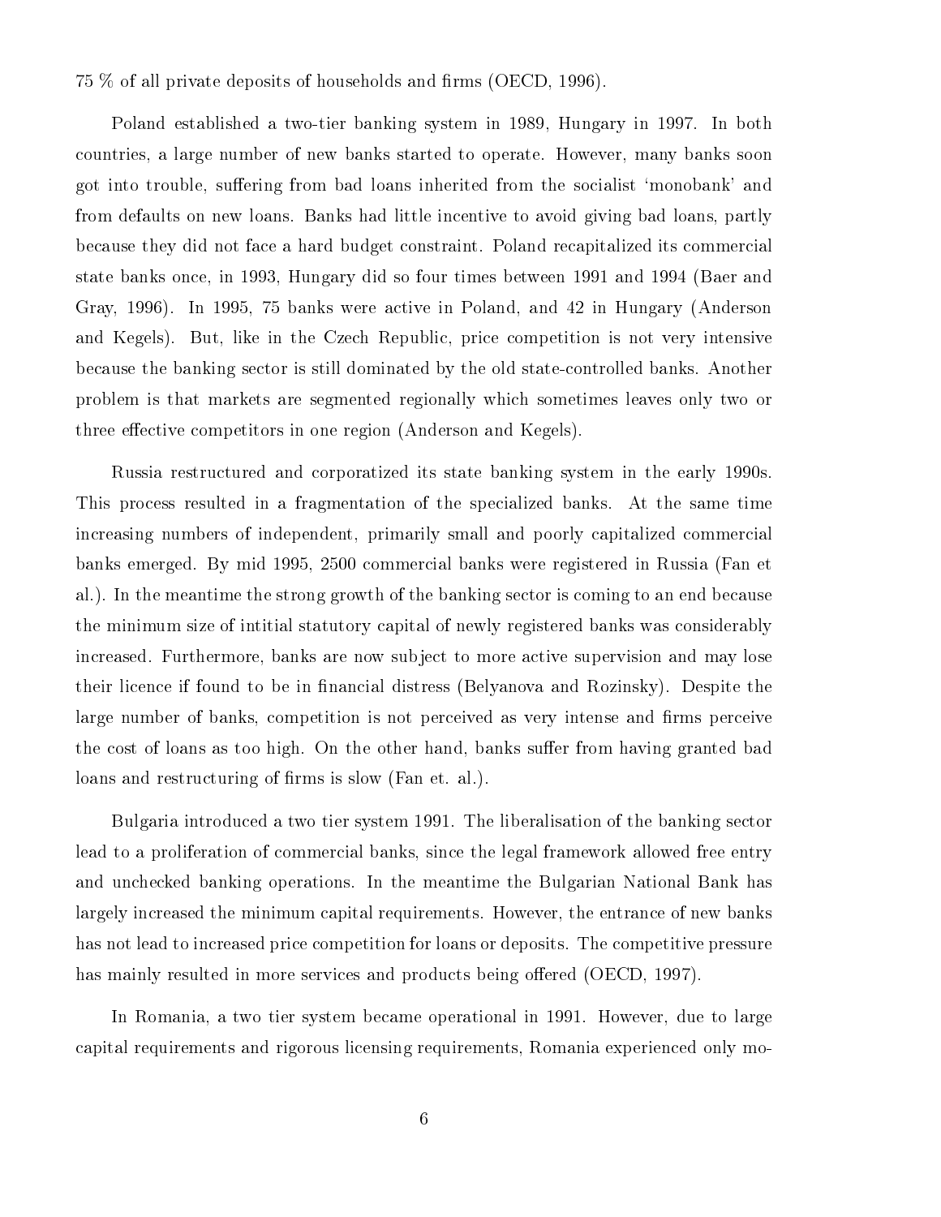75 % of all private deposits of households and firms (OECD, 1996).

Poland established a two-tier banking system in 1989, Hungary in 1997. In both countries, a large number of new banks started to operate. However, many banks soon got into trouble, suffering from bad loans inherited from the socialist 'monobank' and from defaults on new loans. Banks had little incentive to avoid giving bad loans, partly because they did not face a hard budget constraint. Poland recapitalized its commercial state banks once, in 1993, Hungary did so four times between 1991 and 1994 (Baer and Gray, 1996). In 1995, 75 banks were active in Poland, and 42 in Hungary (Anderson and Kegels). But, like in the Czech Republic, price competition is not very intensive because the banking sector is still dominated by the old state-controlled banks. Another problem is that markets are segmented regionally which sometimes leaves only two or three effective competitors in one region (Anderson and Kegels).

Russia restructured and corporatized its state banking system in the early 1990s. This process resulted in a fragmentation of the specialized banks. At the same time increasing numbers of independent, primarily small and poorly capitalized commercial banks emerged. By mid 1995, 2500 commercial banks were registered in Russia (Fan et al.). In the meantime the strong growth of the banking sector is coming to an end because the minimum size of intitial statutory capital of newly registered banks was considerably increased. Furthermore, banks are now subject to more active supervision and may lose their licence if found to be in financial distress (Belyanova and Rozinsky). Despite the large number of banks, competition is not perceived as very intense and firms perceive the cost of loans as too high. On the other hand, banks suffer from having granted bad loans and restructuring of firms is slow (Fan et. al.).

Bulgaria introduced a two tier system 1991. The liberalisation of the banking sector lead to a proliferation of commercial banks, since the legal framework allowed free entry and unchecked banking operations. In the meantime the Bulgarian National Bank has largely increased the minimum capital requirements. However, the entrance of new banks has not lead to increased price competition for loans or deposits. The competitive pressure has mainly resulted in more services and products being offered (OECD, 1997).

In Romania, a two tier system became operational in 1991. However, due to large capital requirements and rigorous licensing requirements, Romania experienced only mo-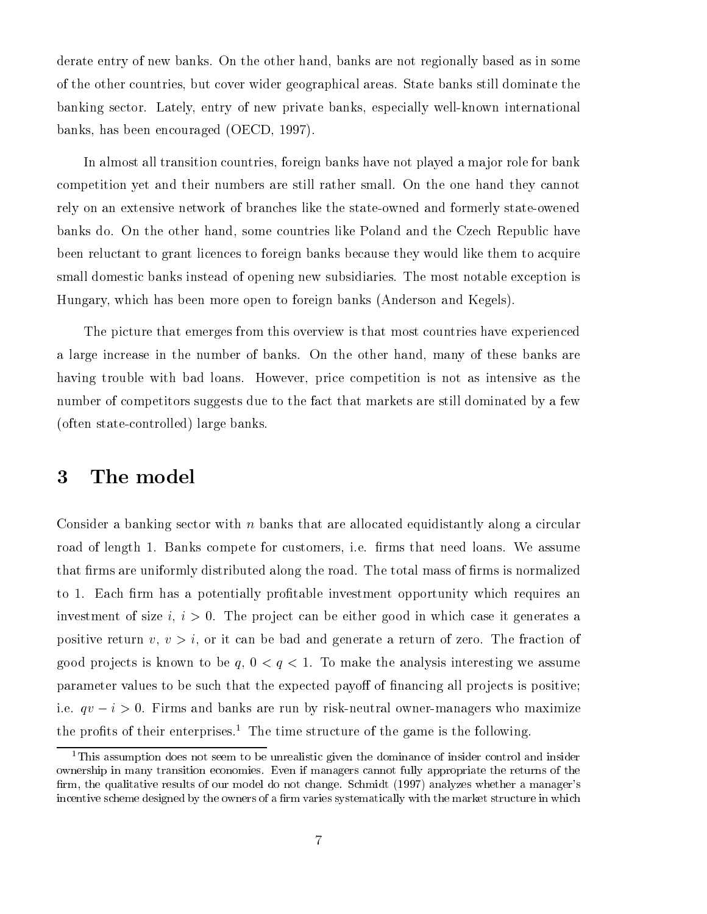derate entry of new banks. On the other hand, banks are not regionally based as in some of the other countries, but cover wider geographical areas. State banks still dominate the banking sector. Lately, entry of new private banks, especially well-known international banks, has been encouraged (OECD, 1997).

In almost all transition countries, foreign banks have not played a major role for bank competition yet and their numbers are still rather small. On the one hand they cannot rely on an extensive network of branches like the state-owned and formerly state-owened banks do. On the other hand, some countries like Poland and the Czech Republic have been reluctant to grant licences to foreign banks because they would like them to acquire small domestic banks instead of opening new subsidiaries. The most notable exception is Hungary, which has been more open to foreign banks (Anderson and Kegels).

The picture that emerges from this overview is that most countries have experienced a large increase in the number of banks. On the other hand, many of these banks are having trouble with bad loans. However, price competition is not as intensive as the number of competitors suggests due to the fact that markets are still dominated by a few (often state-controlled) large banks.

## 3 The model

Consider a banking sector with $n$ banks that are allocated equidistantly along a circular road of length 1. Banks compete for customers, i.e. firms that need loans. We assume that firms are uniformly distributed along the road. The total mass of firms is normalized to 1. Each firm has a potentially profitable investment opportunity which requires an investment of size $i$, $i > 0$. The project can be either good in which case it generates a positive return $v$, $v > i$, or it can be bad and generate a return of zero. The fraction of good projects is known to be $q$, $0 < q < 1$. To make the analysis interesting we assume parameter values to be such that the expected payoff of financing all projects is positive; i.e. $qv - i > 0$. Firms and banks are run by risk-neutral owner-managers who maximize the profits of their enterprises.[1] The time structure of the game is the following.

[1] This assumption does not seem to be unrealistic given the dominance of insider control and insider ownership in many transition economies. Even if managers cannot fully appropriate the returns of the firm, the qualitative results of our model do not change. Schmidt (1997) analyzes whether a manager's incentive scheme designed by the owners of a firm varies systematically with the market structure in which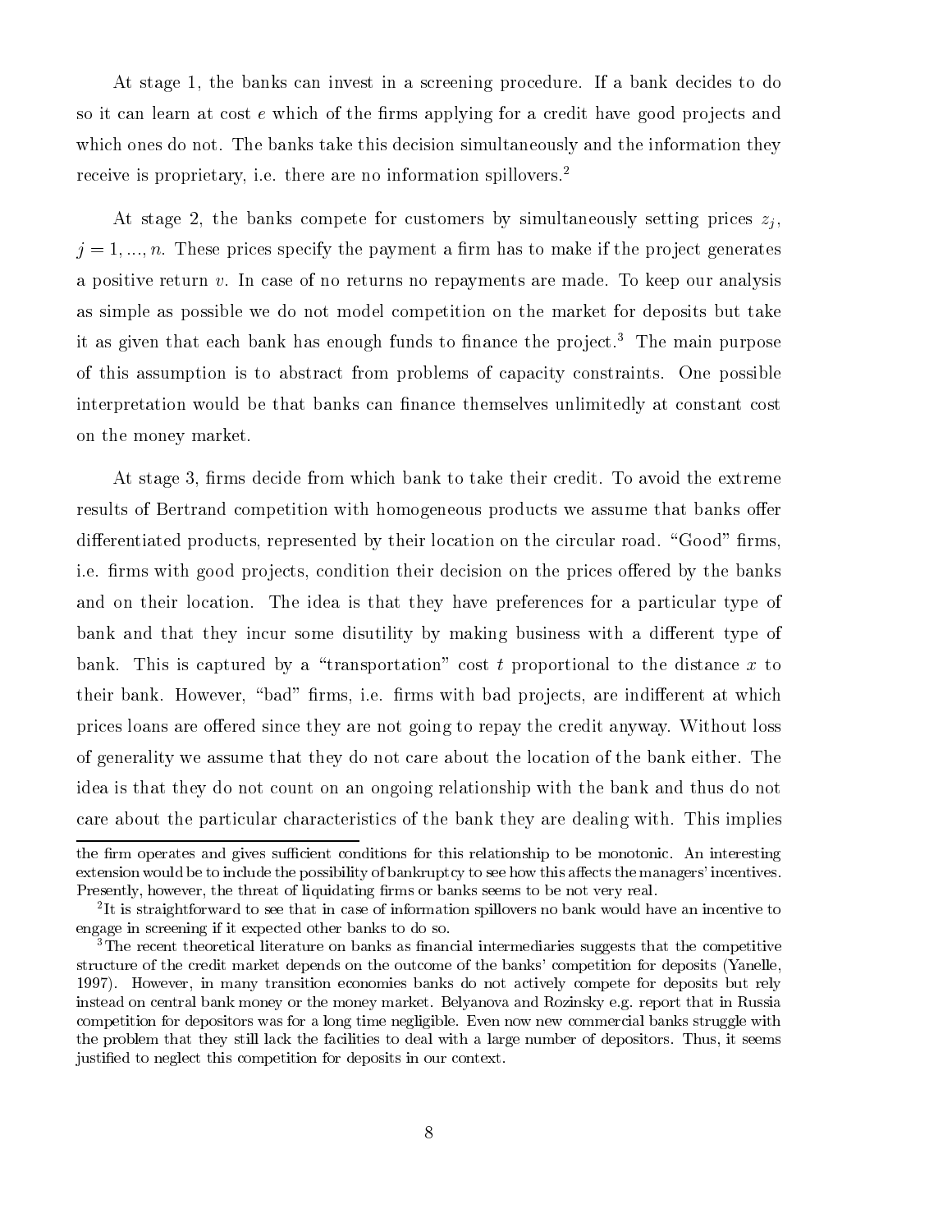At stage 1, the banks can invest in a screening procedure. If a bank decides to do so it can learn at cost $e$ which of the firms applying for a credit have good projects and which ones do not. The banks take this decision simultaneously and the information they receive is proprietary, i.e. there are no information spillovers.[2]

At stage 2, the banks compete for customers by simultaneously setting prices $z_j$, $j = 1, ..., n$. These prices specify the payment a firm has to make if the project generates a positive return $v$. In case of no returns no repayments are made. To keep our analysis as simple as possible we do not model competition on the market for deposits but take it as given that each bank has enough funds to finance the project.[3] The main purpose of this assumption is to abstract from problems of capacity constraints. One possible interpretation would be that banks can finance themselves unlimitedly at constant cost on the money market.

At stage 3, firms decide from which bank to take their credit. To avoid the extreme results of Bertrand competition with homogeneous products we assume that banks offer differentiated products, represented by their location on the circular road. "Good" firms, i.e. firms with good projects, condition their decision on the prices offered by the banks and on their location. The idea is that they have preferences for a particular type of bank and that they incur some disutility by making business with a different type of bank. This is captured by a "transportation" cost $t$ proportional to the distance $x$ to their bank. However, "bad" firms, i.e. firms with bad projects, are indifferent at which prices loans are offered since they are not going to repay the credit anyway. Without loss of generality we assume that they do not care about the location of the bank either. The idea is that they do not count on an ongoing relationship with the bank and thus do not care about the particular characteristics of the bank they are dealing with. This implies

the firm operates and gives sufficient conditions for this relationship to be monotonic. An interesting extension would be to include the possibility of bankruptcy to see how this affects the managers' incentives. Presently, however, the threat of liquidating firms or banks seems to be not very real.

[2] It is straightforward to see that in case of information spillovers no bank would have an incentive to engage in screening if it expected other banks to do so.

[3] The recent theoretical literature on banks as financial intermediaries suggests that the competitive structure of the credit market depends on the outcome of the banks' competition for deposits (Yanelle, 1997). However, in many transition economies banks do not actively compete for deposits but rely instead on central bank money or the money market. Belyanova and Rozinsky e.g. report that in Russia competition for depositors was for a long time negligible. Even now new commercial banks struggle with the problem that they still lack the facilities to deal with a large number of depositors. Thus, it seems justified to neglect this competition for deposits in our context.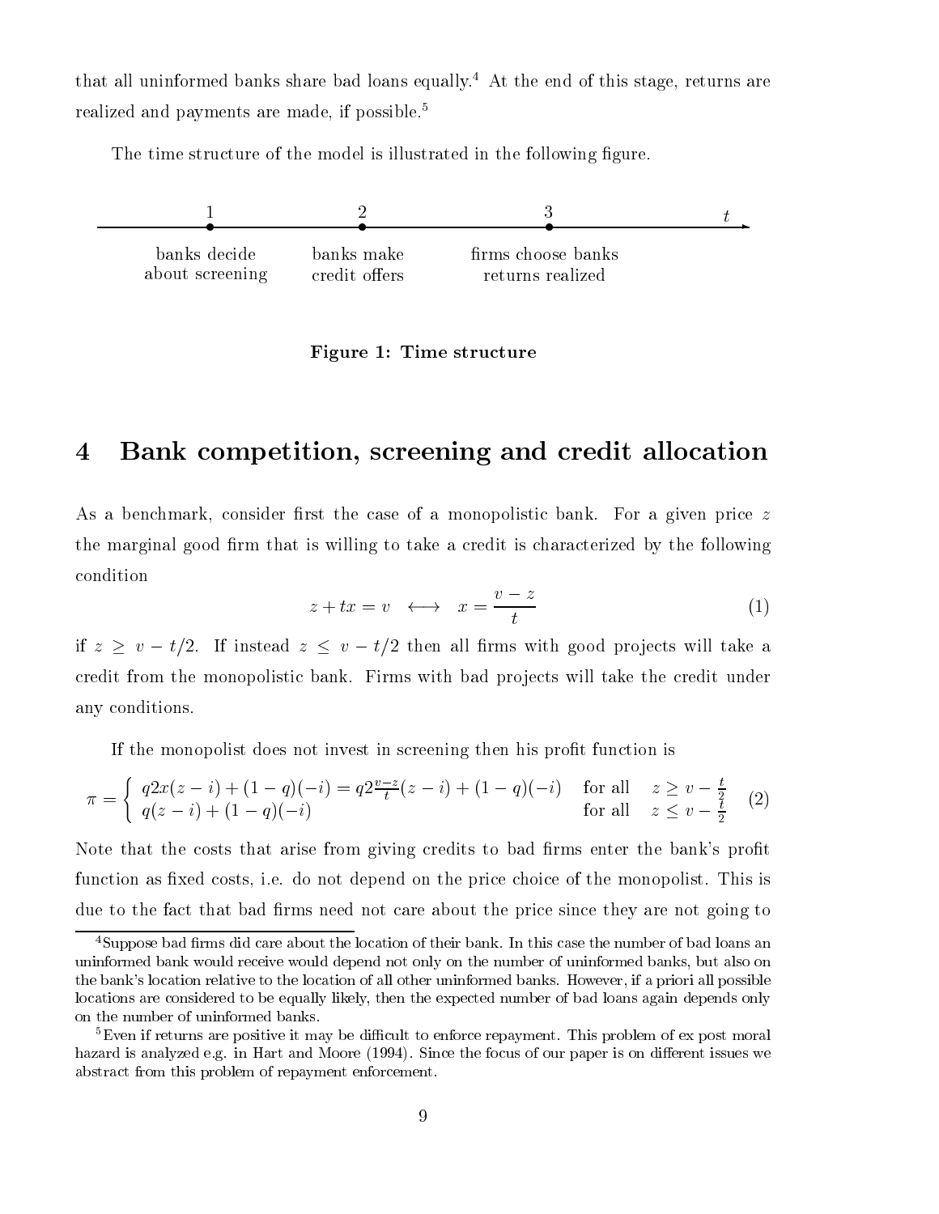that all uninformed banks share bad loans equally.[4] At the end of this stage, returns are realized and payments are made, if possible.[5]

The time structure of the model is illustrated in the following figure.

1
banks decide about screening

2
banks make credit offers

3
firms choose banks returns realized

t

**Figure 1: Time structure**

# 4 Bank competition, screening and credit allocation

As a benchmark, consider first the case of a monopolistic bank. For a given price $z$ the marginal good firm that is willing to take a credit is characterized by the following condition

$$z + tx = v \quad \longleftrightarrow \quad x = \frac{v - z}{t} \tag{1}$$

if $z \geq v - t/2$. If instead $z \leq v - t/2$ then all firms with good projects will take a credit from the monopolistic bank. Firms with bad projects will take the credit under any conditions.

If the monopolist does not invest in screening then his profit function is

$$\pi = \begin{cases} q2x(z-i) + (1-q)(-i) = q2\frac{v-z}{t}(z-i) + (1-q)(-i) & \text{for all} \quad z \geq v - \frac{t}{2} \\ q(z-i) + (1-q)(-i) & \text{for all} \quad z \leq v - \frac{t}{2} \end{cases} \tag{2}$$

Note that the costs that arise from giving credits to bad firms enter the bank's profit function as fixed costs, i.e. do not depend on the price choice of the monopolist. This is due to the fact that bad firms need not care about the price since they are not going to

[4] Suppose bad firms did care about the location of their bank. In this case the number of bad loans an uninformed bank would receive would depend not only on the number of uninformed banks, but also on the bank's location relative to the location of all other uninformed banks. However, if a priori all possible locations are considered to be equally likely, then the expected number of bad loans again depends only on the number of uninformed banks.

[5] Even if returns are positive it may be difficult to enforce repayment. This problem of ex post moral hazard is analyzed e.g. in Hart and Moore (1994). Since the focus of our paper is on different issues we abstract from this problem of repayment enforcement.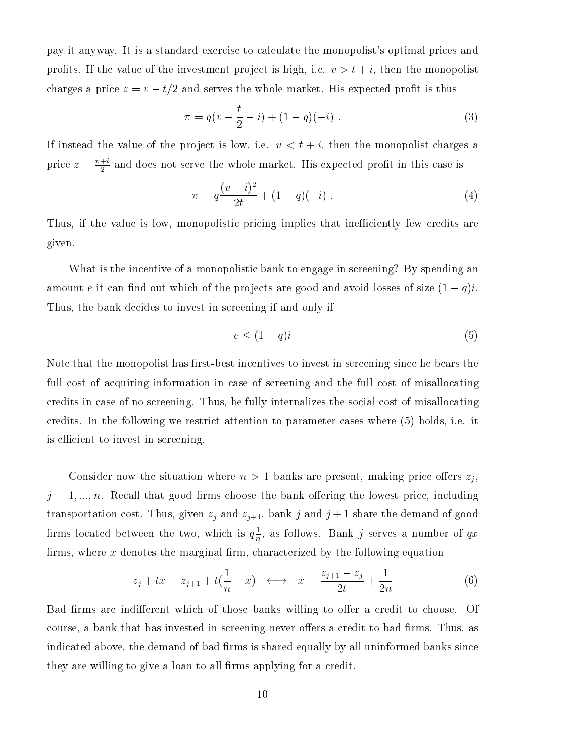pay it anyway. It is a standard exercise to calculate the monopolist's optimal prices and profits. If the value of the investment project is high, i.e. $v > t + i$, then the monopolist charges a price $z = v - t/2$ and serves the whole market. His expected profit is thus

$$\pi = q(v - \frac{t}{2} - i) + (1 - q)(-i) \ . \tag{3}$$

If instead the value of the project is low, i.e. $v < t + i$, then the monopolist charges a price $z = \frac{v+i}{2}$ and does not serve the whole market. His expected profit in this case is

$$\pi = q\frac{(v - i)^2}{2t} + (1 - q)(-i) \ . \tag{4}$$

Thus, if the value is low, monopolistic pricing implies that inefficiently few credits are given.

What is the incentive of a monopolistic bank to engage in screening? By spending an amount $e$ it can find out which of the projects are good and avoid losses of size $(1 - q)i$. Thus, the bank decides to invest in screening if and only if

$$e \leq (1 - q)i \tag{5}$$

Note that the monopolist has first-best incentives to invest in screening since he bears the full cost of acquiring information in case of screening and the full cost of misallocating credits in case of no screening. Thus, he fully internalizes the social cost of misallocating credits. In the following we restrict attention to parameter cases where (5) holds, i.e. it is efficient to invest in screening.

Consider now the situation where $n > 1$ banks are present, making price offers $z_j$, $j = 1, ..., n$. Recall that good firms choose the bank offering the lowest price, including transportation cost. Thus, given $z_j$ and $z_{j+1}$, bank $j$ and $j + 1$ share the demand of good firms located between the two, which is $q\frac{1}{n}$, as follows. Bank $j$ serves a number of $qx$ firms, where $x$ denotes the marginal firm, characterized by the following equation

$$z_j + tx = z_{j+1} + t(\frac{1}{n} - x) \quad \longleftrightarrow \quad x = \frac{z_{j+1} - z_j}{2t} + \frac{1}{2n} \tag{6}$$

Bad firms are indifferent which of those banks willing to offer a credit to choose. Of course, a bank that has invested in screening never offers a credit to bad firms. Thus, as indicated above, the demand of bad firms is shared equally by all uninformed banks since they are willing to give a loan to all firms applying for a credit.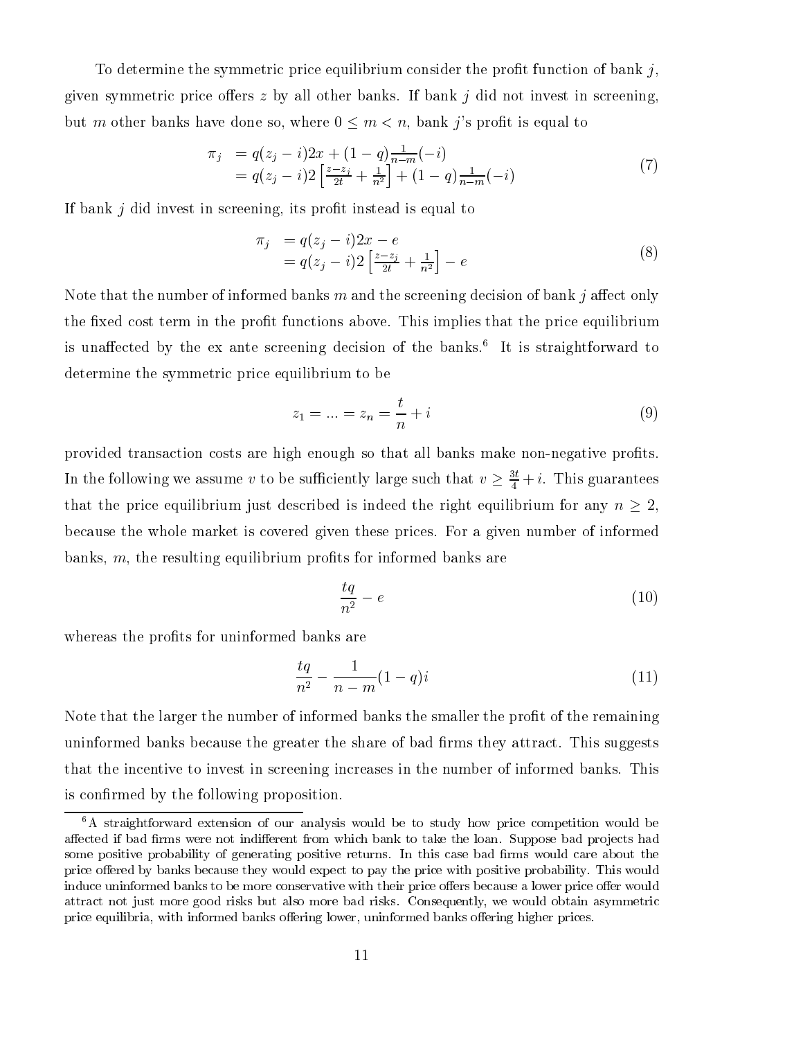To determine the symmetric price equilibrium consider the profit function of bank $j$, given symmetric price offers $z$ by all other banks. If bank $j$ did not invest in screening, but $m$ other banks have done so, where $0 \leq m < n$, bank $j$'s profit is equal to

$$\begin{aligned} \pi_j &= q(z_j - i)2x + (1-q)\tfrac{1}{n-m}(-i) \\ &= q(z_j - i)2\left[\tfrac{z - z_j}{2t} + \tfrac{1}{n^2}\right] + (1-q)\tfrac{1}{n-m}(-i) \end{aligned} \tag{7}$$

If bank $j$ did invest in screening, its profit instead is equal to

$$\begin{aligned} \pi_j &= q(z_j - i)2x - e \\ &= q(z_j - i)2\left[\tfrac{z - z_j}{2t} + \tfrac{1}{n^2}\right] - e \end{aligned} \tag{8}$$

Note that the number of informed banks $m$ and the screening decision of bank $j$ affect only the fixed cost term in the profit functions above. This implies that the price equilibrium is unaffected by the ex ante screening decision of the banks.[6] It is straightforward to determine the symmetric price equilibrium to be

$$z_1 = ... = z_n = \frac{t}{n} + i \tag{9}$$

provided transaction costs are high enough so that all banks make non-negative profits. In the following we assume $v$ to be sufficiently large such that $v \geq \frac{3t}{4} + i$. This guarantees that the price equilibrium just described is indeed the right equilibrium for any $n \geq 2$, because the whole market is covered given these prices. For a given number of informed banks, $m$, the resulting equilibrium profits for informed banks are

$$\frac{tq}{n^2} - e \tag{10}$$

whereas the profits for uninformed banks are

$$\frac{tq}{n^2} - \frac{1}{n-m}(1-q)i \tag{11}$$

Note that the larger the number of informed banks the smaller the profit of the remaining uninformed banks because the greater the share of bad firms they attract. This suggests that the incentive to invest in screening increases in the number of informed banks. This is confirmed by the following proposition.

[6] A straightforward extension of our analysis would be to study how price competition would be affected if bad firms were not indifferent from which bank to take the loan. Suppose bad projects had some positive probability of generating positive returns. In this case bad firms would care about the price offered by banks because they would expect to pay the price with positive probability. This would induce uninformed banks to be more conservative with their price offers because a lower price offer would attract not just more good risks but also more bad risks. Consequently, we would obtain asymmetric price equilibria, with informed banks offering lower, uninformed banks offering higher prices.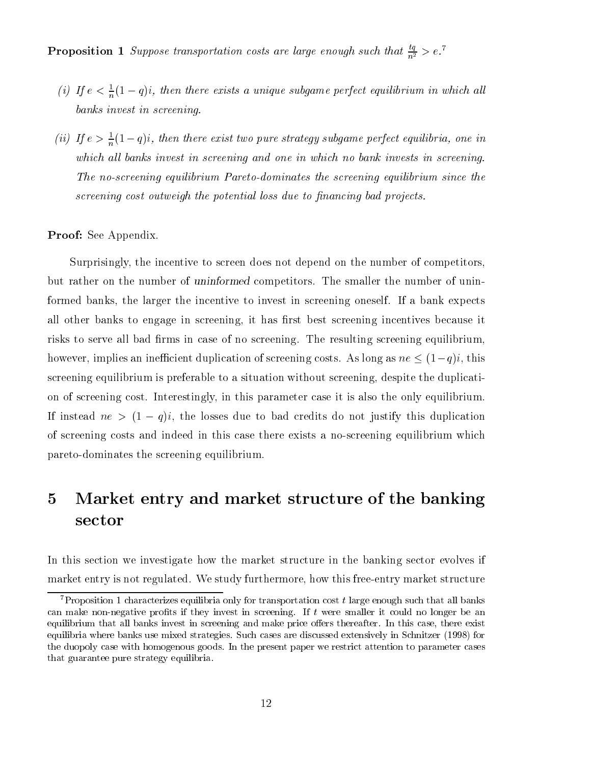**Proposition 1** *Suppose transportation costs are large enough such that $\frac{tq}{n^2} > e$.*[7]

*(i) If $e < \frac{1}{n}(1-q)i$, then there exists a unique subgame perfect equilibrium in which all banks invest in screening.*

*(ii) If $e > \frac{1}{n}(1-q)i$, then there exist two pure strategy subgame perfect equilibria, one in which all banks invest in screening and one in which no bank invests in screening. The no-screening equilibrium Pareto-dominates the screening equilibrium since the screening cost outweigh the potential loss due to financing bad projects.*

**Proof:** See Appendix.

Surprisingly, the incentive to screen does not depend on the number of competitors, but rather on the number of *uninformed* competitors. The smaller the number of uninformed banks, the larger the incentive to invest in screening oneself. If a bank expects all other banks to engage in screening, it has first best screening incentives because it risks to serve all bad firms in case of no screening. The resulting screening equilibrium, however, implies an inefficient duplication of screening costs. As long as $ne \leq (1-q)i$, this screening equilibrium is preferable to a situation without screening, despite the duplication of screening cost. Interestingly, in this parameter case it is also the only equilibrium. If instead $ne > (1-q)i$, the losses due to bad credits do not justify this duplication of screening costs and indeed in this case there exists a no-screening equilibrium which pareto-dominates the screening equilibrium.

# 5 Market entry and market structure of the banking sector

In this section we investigate how the market structure in the banking sector evolves if market entry is not regulated. We study furthermore, how this free-entry market structure

[7] Proposition 1 characterizes equilibria only for transportation cost $t$ large enough such that all banks can make non-negative profits if they invest in screening. If $t$ were smaller it could no longer be an equilibrium that all banks invest in screening and make price offers thereafter. In this case, there exist equilibria where banks use mixed strategies. Such cases are discussed extensively in Schnitzer (1998) for the duopoly case with homogenous goods. In the present paper we restrict attention to parameter cases that guarantee pure strategy equilibria.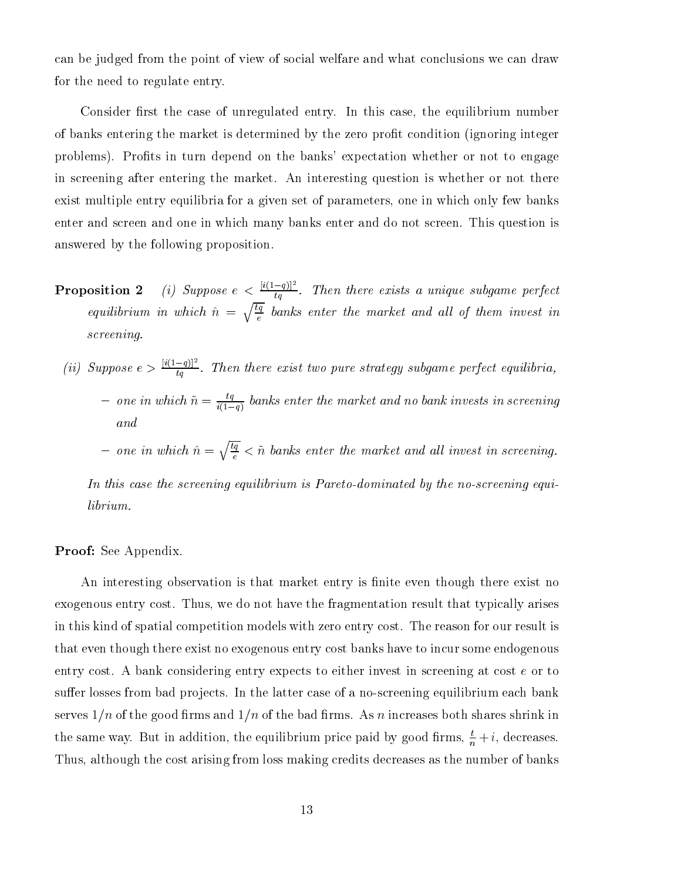can be judged from the point of view of social welfare and what conclusions we can draw for the need to regulate entry.

Consider first the case of unregulated entry. In this case, the equilibrium number of banks entering the market is determined by the zero profit condition (ignoring integer problems). Profits in turn depend on the banks' expectation whether or not to engage in screening after entering the market. An interesting question is whether or not there exist multiple entry equilibria for a given set of parameters, one in which only few banks enter and screen and one in which many banks enter and do not screen. This question is answered by the following proposition.

**Proposition 2** *(i) Suppose $e < \frac{[i(1-q)]^2}{tq}$. Then there exists a unique subgame perfect equilibrium in which $\hat{n} = \sqrt{\frac{tq}{e}}$ banks enter the market and all of them invest in screening.*

*(ii) Suppose $e > \frac{[i(1-q)]^2}{tq}$. Then there exist two pure strategy subgame perfect equilibria,*

- *one in which $\tilde{n} = \frac{tq}{i(1-q)}$ banks enter the market and no bank invests in screening and*
- *one in which $\hat{n} = \sqrt{\frac{tq}{e}} < \tilde{n}$ banks enter the market and all invest in screening.*

*In this case the screening equilibrium is Pareto-dominated by the no-screening equilibrium.*

**Proof:** See Appendix.

An interesting observation is that market entry is finite even though there exist no exogenous entry cost. Thus, we do not have the fragmentation result that typically arises in this kind of spatial competition models with zero entry cost. The reason for our result is that even though there exist no exogenous entry cost banks have to incur some endogenous entry cost. A bank considering entry expects to either invest in screening at cost $e$ or to suffer losses from bad projects. In the latter case of a no-screening equilibrium each bank serves $1/n$ of the good firms and $1/n$ of the bad firms. As $n$ increases both shares shrink in the same way. But in addition, the equilibrium price paid by good firms, $\frac{t}{n} + i$, decreases. Thus, although the cost arising from loss making credits decreases as the number of banks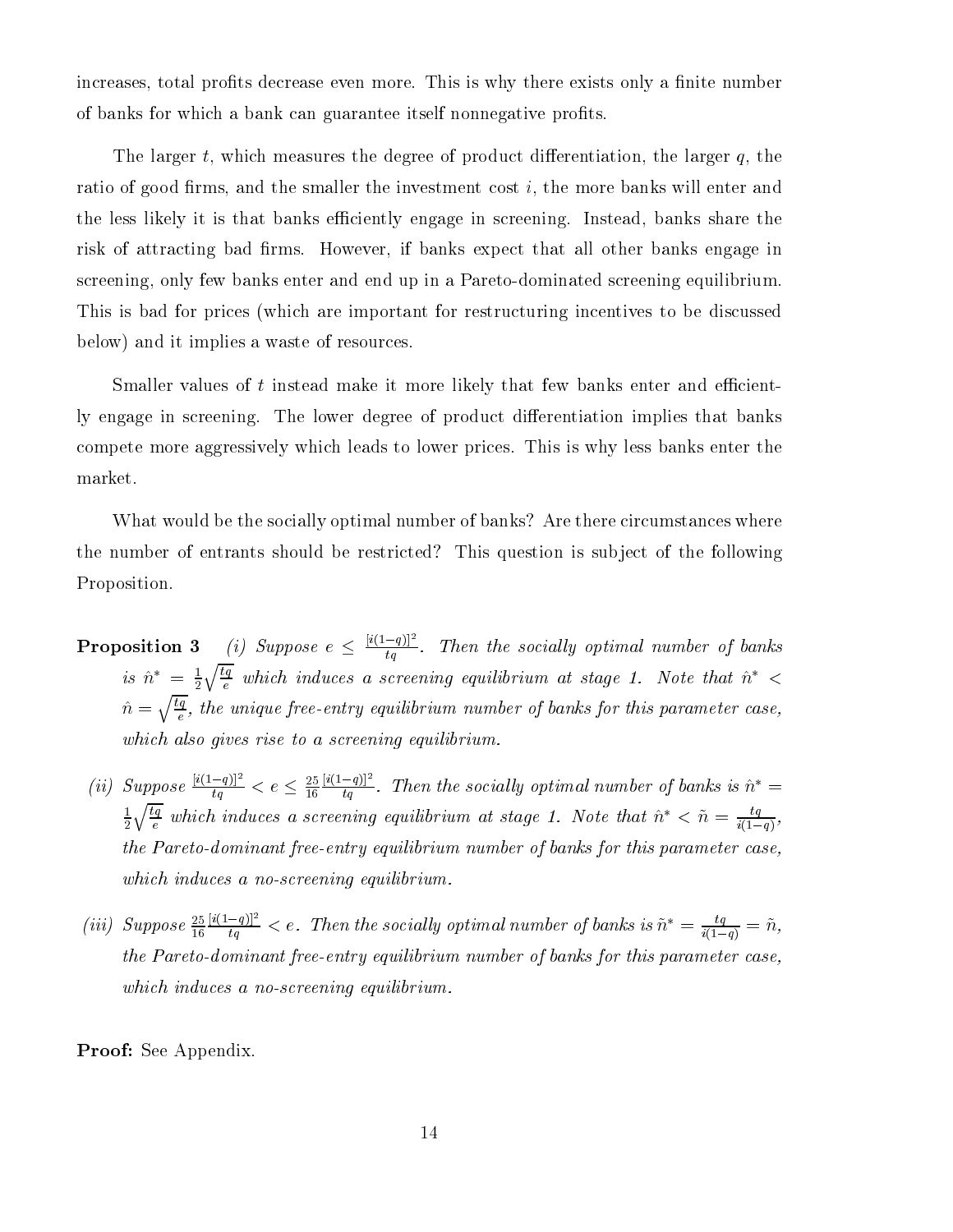increases, total profits decrease even more. This is why there exists only a finite number of banks for which a bank can guarantee itself nonnegative profits.

The larger $t$, which measures the degree of product differentiation, the larger $q$, the ratio of good firms, and the smaller the investment cost $i$, the more banks will enter and the less likely it is that banks efficiently engage in screening. Instead, banks share the risk of attracting bad firms. However, if banks expect that all other banks engage in screening, only few banks enter and end up in a Pareto-dominated screening equilibrium. This is bad for prices (which are important for restructuring incentives to be discussed below) and it implies a waste of resources.

Smaller values of $t$ instead make it more likely that few banks enter and efficiently engage in screening. The lower degree of product differentiation implies that banks compete more aggressively which leads to lower prices. This is why less banks enter the market.

What would be the socially optimal number of banks? Are there circumstances where the number of entrants should be restricted? This question is subject of the following Proposition.

**Proposition 3** *(i) Suppose $e \leq \frac{[i(1-q)]^2}{tq}$. Then the socially optimal number of banks is $\hat{n}^* = \frac{1}{2}\sqrt{\frac{tq}{e}}$ which induces a screening equilibrium at stage 1. Note that $\hat{n}^* < \hat{n} = \sqrt{\frac{tq}{e}}$, the unique free-entry equilibrium number of banks for this parameter case, which also gives rise to a screening equilibrium.*

*(ii) Suppose $\frac{[i(1-q)]^2}{tq} < e \leq \frac{25}{16}\frac{[i(1-q)]^2}{tq}$. Then the socially optimal number of banks is $\hat{n}^* = \frac{1}{2}\sqrt{\frac{tq}{e}}$ which induces a screening equilibrium at stage 1. Note that $\hat{n}^* < \tilde{n} = \frac{tq}{i(1-q)}$, the Pareto-dominant free-entry equilibrium number of banks for this parameter case, which induces a no-screening equilibrium.*

*(iii) Suppose $\frac{25}{16}\frac{[i(1-q)]^2}{tq} < e$. Then the socially optimal number of banks is $\tilde{n}^* = \frac{tq}{i(1-q)} = \tilde{n}$, the Pareto-dominant free-entry equilibrium number of banks for this parameter case, which induces a no-screening equilibrium.*

**Proof:** See Appendix.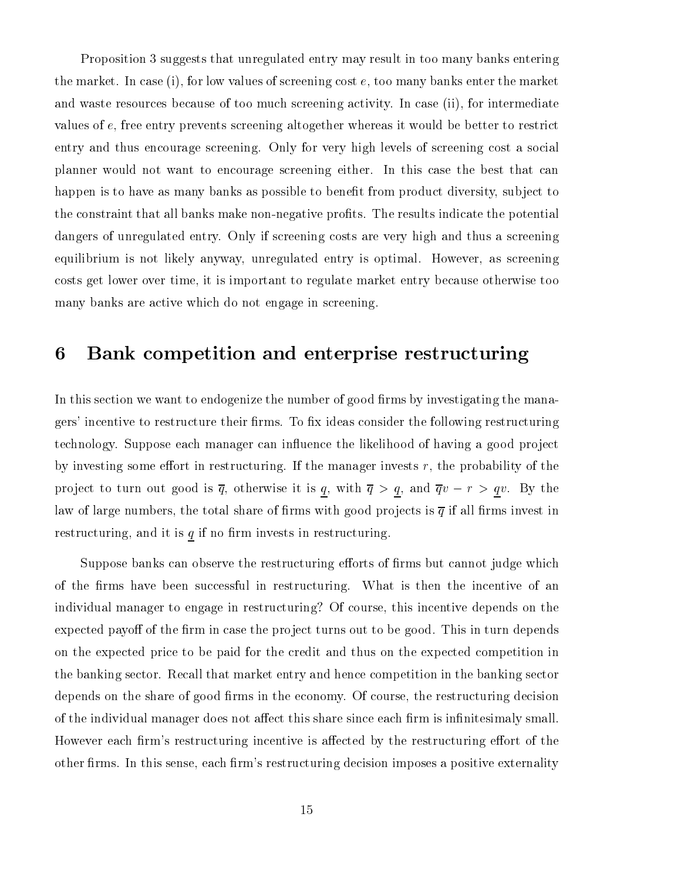Proposition 3 suggests that unregulated entry may result in too many banks entering the market. In case (i), for low values of screening cost $e$, too many banks enter the market and waste resources because of too much screening activity. In case (ii), for intermediate values of $e$, free entry prevents screening altogether whereas it would be better to restrict entry and thus encourage screening. Only for very high levels of screening cost a social planner would not want to encourage screening either. In this case the best that can happen is to have as many banks as possible to benefit from product diversity, subject to the constraint that all banks make non-negative profits. The results indicate the potential dangers of unregulated entry. Only if screening costs are very high and thus a screening equilibrium is not likely anyway, unregulated entry is optimal. However, as screening costs get lower over time, it is important to regulate market entry because otherwise too many banks are active which do not engage in screening.

# 6 Bank competition and enterprise restructuring

In this section we want to endogenize the number of good firms by investigating the managers' incentive to restructure their firms. To fix ideas consider the following restructuring technology. Suppose each manager can influence the likelihood of having a good project by investing some effort in restructuring. If the manager invests $r$, the probability of the project to turn out good is $\overline{q}$, otherwise it is $\underline{q}$, with $\overline{q} > \underline{q}$, and $\overline{q}v - r > \underline{q}v$. By the law of large numbers, the total share of firms with good projects is $\overline{q}$ if all firms invest in restructuring, and it is $\underline{q}$ if no firm invests in restructuring.

Suppose banks can observe the restructuring efforts of firms but cannot judge which of the firms have been successful in restructuring. What is then the incentive of an individual manager to engage in restructuring? Of course, this incentive depends on the expected payoff of the firm in case the project turns out to be good. This in turn depends on the expected price to be paid for the credit and thus on the expected competition in the banking sector. Recall that market entry and hence competition in the banking sector depends on the share of good firms in the economy. Of course, the restructuring decision of the individual manager does not affect this share since each firm is infinitesimaly small. However each firm's restructuring incentive is affected by the restructuring effort of the other firms. In this sense, each firm's restructuring decision imposes a positive externality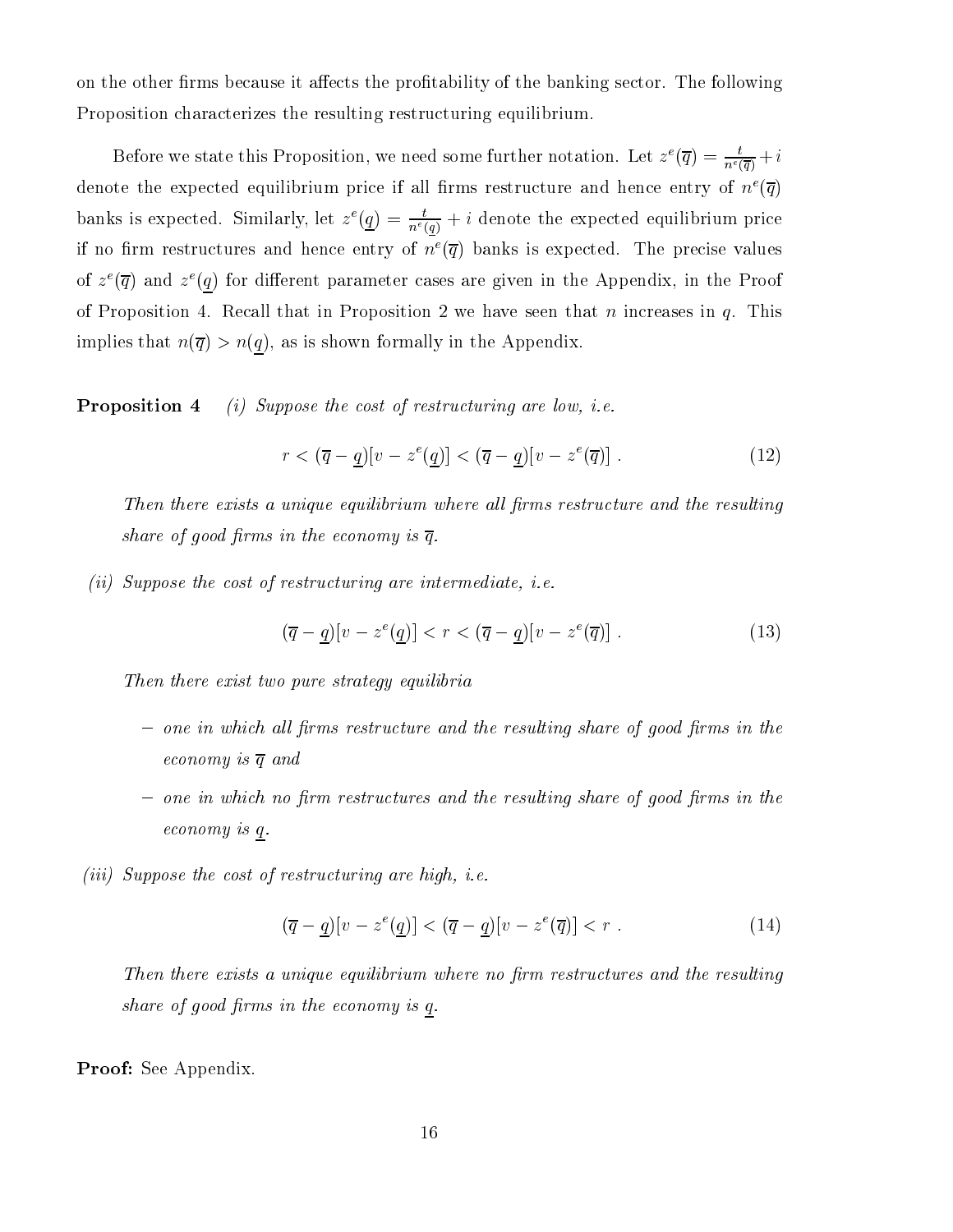on the other firms because it affects the profitability of the banking sector. The following Proposition characterizes the resulting restructuring equilibrium.

Before we state this Proposition, we need some further notation. Let $z^e(\overline{q}) = \frac{t}{n^e(\overline{q})} + i$ denote the expected equilibrium price if all firms restructure and hence entry of $n^e(\overline{q})$ banks is expected. Similarly, let $z^e(\underline{q}) = \frac{t}{n^e(\underline{q})} + i$ denote the expected equilibrium price if no firm restructures and hence entry of $n^e(\overline{q})$ banks is expected. The precise values of $z^e(\overline{q})$ and $z^e(\underline{q})$ for different parameter cases are given in the Appendix, in the Proof of Proposition 4. Recall that in Proposition 2 we have seen that $n$ increases in $q$. This implies that $n(\overline{q}) > n(\underline{q})$, as is shown formally in the Appendix.

**Proposition 4** *(i) Suppose the cost of restructuring are low, i.e.*

$$r < (\overline{q} - \underline{q})[v - z^e(\underline{q})] < (\overline{q} - \underline{q})[v - z^e(\overline{q})] \ . \tag{12}$$

*Then there exists a unique equilibrium where all firms restructure and the resulting share of good firms in the economy is $\overline{q}$.*

*(ii) Suppose the cost of restructuring are intermediate, i.e.*

$$(\overline{q} - \underline{q})[v - z^e(\underline{q})] < r < (\overline{q} - \underline{q})[v - z^e(\overline{q})] \ . \tag{13}$$

*Then there exist two pure strategy equilibria*

- *one in which all firms restructure and the resulting share of good firms in the economy is $\overline{q}$ and*
- *one in which no firm restructures and the resulting share of good firms in the economy is $\underline{q}$.*

*(iii) Suppose the cost of restructuring are high, i.e.*

$$(\overline{q} - \underline{q})[v - z^e(\underline{q})] < (\overline{q} - \underline{q})[v - z^e(\overline{q})] < r \ . \tag{14}$$

*Then there exists a unique equilibrium where no firm restructures and the resulting share of good firms in the economy is $\underline{q}$.*

**Proof:** See Appendix.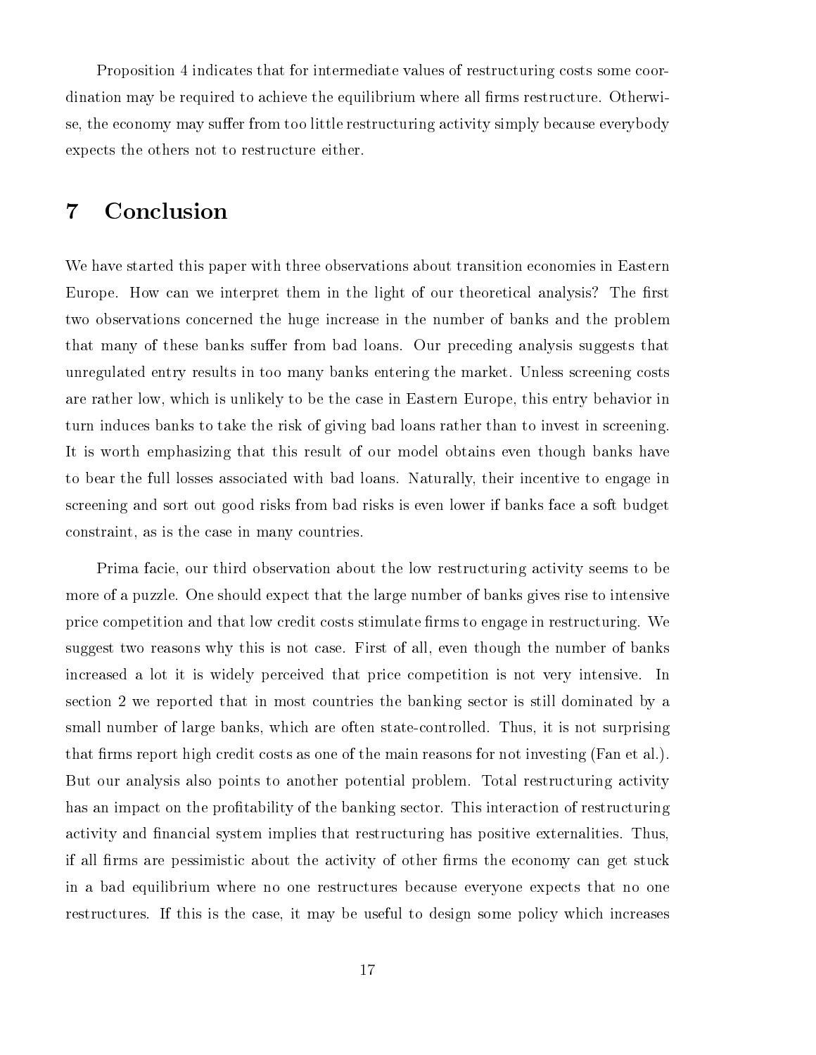Proposition 4 indicates that for intermediate values of restructuring costs some coordination may be required to achieve the equilibrium where all firms restructure. Otherwise, the economy may suffer from too little restructuring activity simply because everybody expects the others not to restructure either.

## 7 Conclusion

We have started this paper with three observations about transition economies in Eastern Europe. How can we interpret them in the light of our theoretical analysis? The first two observations concerned the huge increase in the number of banks and the problem that many of these banks suffer from bad loans. Our preceding analysis suggests that unregulated entry results in too many banks entering the market. Unless screening costs are rather low, which is unlikely to be the case in Eastern Europe, this entry behavior in turn induces banks to take the risk of giving bad loans rather than to invest in screening. It is worth emphasizing that this result of our model obtains even though banks have to bear the full losses associated with bad loans. Naturally, their incentive to engage in screening and sort out good risks from bad risks is even lower if banks face a soft budget constraint, as is the case in many countries.

Prima facie, our third observation about the low restructuring activity seems to be more of a puzzle. One should expect that the large number of banks gives rise to intensive price competition and that low credit costs stimulate firms to engage in restructuring. We suggest two reasons why this is not case. First of all, even though the number of banks increased a lot it is widely perceived that price competition is not very intensive. In section 2 we reported that in most countries the banking sector is still dominated by a small number of large banks, which are often state-controlled. Thus, it is not surprising that firms report high credit costs as one of the main reasons for not investing (Fan et al.). But our analysis also points to another potential problem. Total restructuring activity has an impact on the profitability of the banking sector. This interaction of restructuring activity and financial system implies that restructuring has positive externalities. Thus, if all firms are pessimistic about the activity of other firms the economy can get stuck in a bad equilibrium where no one restructures because everyone expects that no one restructures. If this is the case, it may be useful to design some policy which increases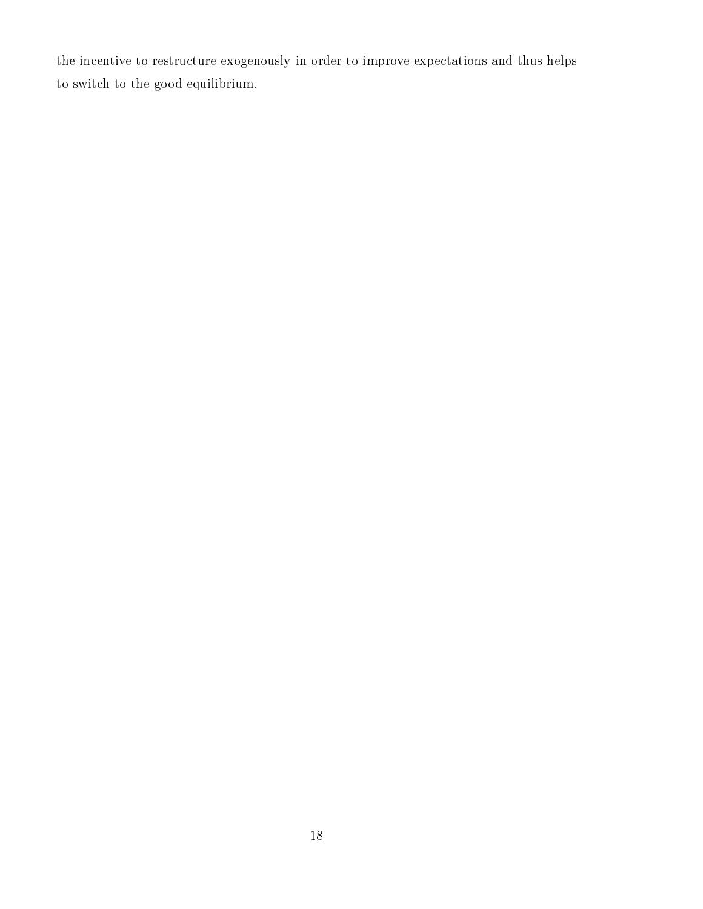the incentive to restructure exogenously in order to improve expectations and thus helps to switch to the good equilibrium.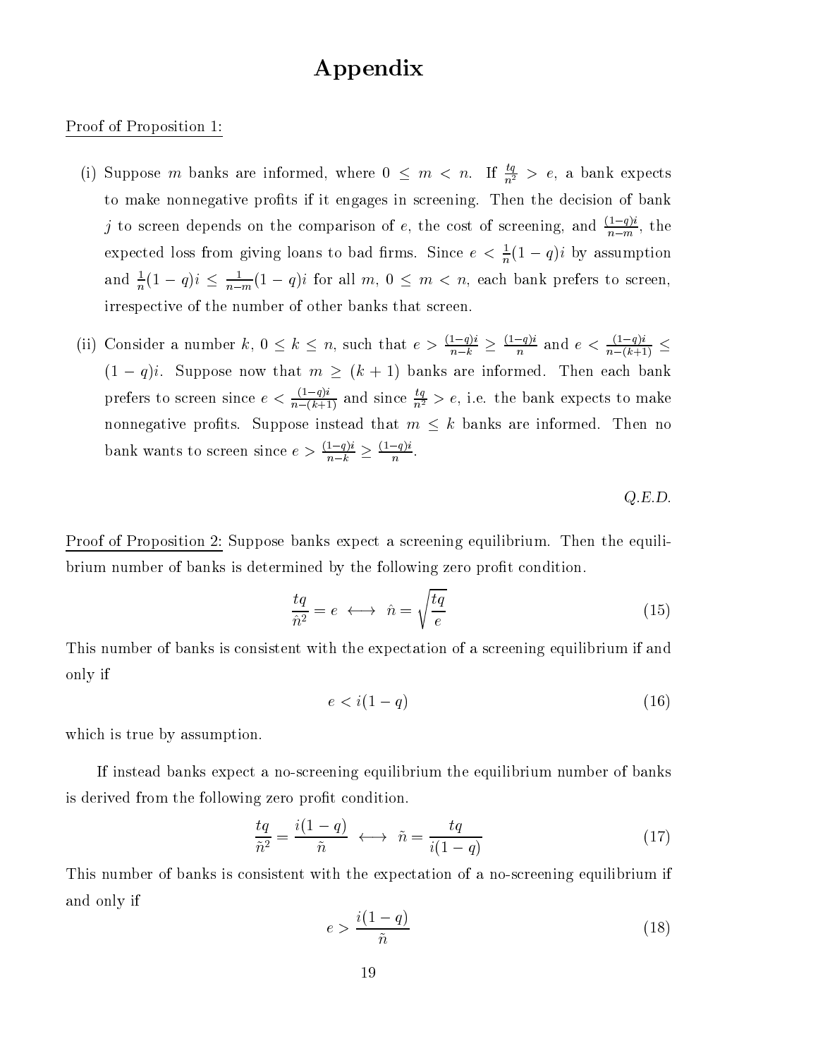# Appendix

Proof of Proposition 1:

(i) Suppose $m$ banks are informed, where $0 \leq m < n$. If $\frac{tq}{n^2} > e$, a bank expects to make nonnegative profits if it engages in screening. Then the decision of bank $j$ to screen depends on the comparison of $e$, the cost of screening, and $\frac{(1-q)i}{n-m}$, the expected loss from giving loans to bad firms. Since $e < \frac{1}{n}(1-q)i$ by assumption and $\frac{1}{n}(1-q)i \leq \frac{1}{n-m}(1-q)i$ for all $m$, $0 \leq m < n$, each bank prefers to screen, irrespective of the number of other banks that screen.

(ii) Consider a number $k$, $0 \leq k \leq n$, such that $e > \frac{(1-q)i}{n-k} \geq \frac{(1-q)i}{n}$ and $e < \frac{(1-q)i}{n-(k+1)} \leq (1-q)i$. Suppose now that $m \geq (k+1)$ banks are informed. Then each bank prefers to screen since $e < \frac{(1-q)i}{n-(k+1)}$ and since $\frac{tq}{n^2} > e$, i.e. the bank expects to make nonnegative profits. Suppose instead that $m \leq k$ banks are informed. Then no bank wants to screen since $e > \frac{(1-q)i}{n-k} \geq \frac{(1-q)i}{n}$.

*Q.E.D.*

Proof of Proposition 2: Suppose banks expect a screening equilibrium. Then the equilibrium number of banks is determined by the following zero profit condition.

$$\frac{tq}{\hat{n}^2} = e \longleftrightarrow \hat{n} = \sqrt{\frac{tq}{e}} \tag{15}$$

This number of banks is consistent with the expectation of a screening equilibrium if and only if

$$e < i(1-q) \tag{16}$$

which is true by assumption.

If instead banks expect a no-screening equilibrium the equilibrium number of banks is derived from the following zero profit condition.

$$\frac{tq}{\tilde{n}^2} = \frac{i(1-q)}{\tilde{n}} \longleftrightarrow \tilde{n} = \frac{tq}{i(1-q)} \tag{17}$$

This number of banks is consistent with the expectation of a no-screening equilibrium if and only if

$$e > \frac{i(1-q)}{\tilde{n}} \tag{18}$$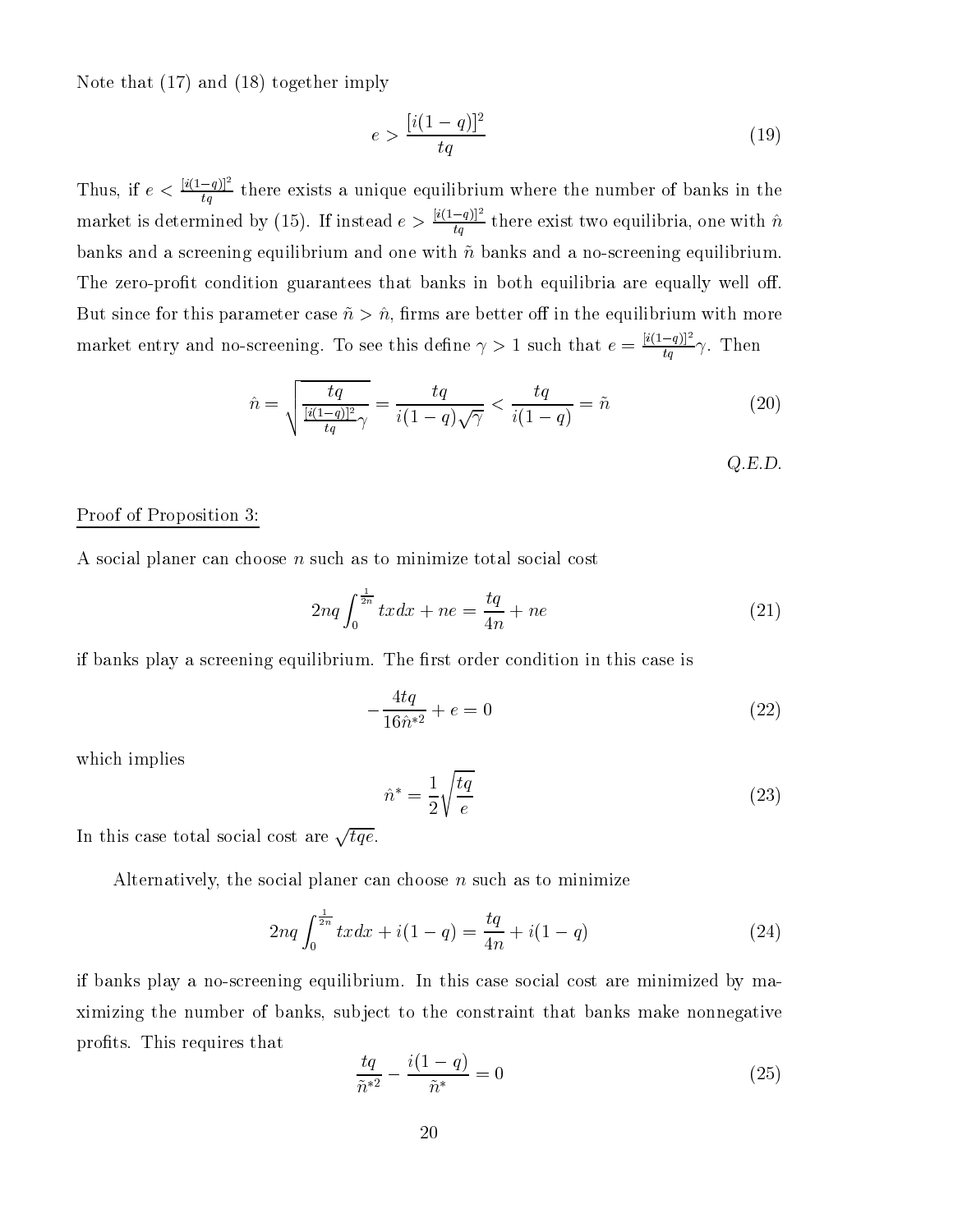Note that (17) and (18) together imply

$$e > \frac{[i(1-q)]^2}{tq} \tag{19}$$

Thus, if $e < \frac{[i(1-q)]^2}{tq}$ there exists a unique equilibrium where the number of banks in the market is determined by (15). If instead $e > \frac{[i(1-q)]^2}{tq}$ there exist two equilibria, one with $\hat{n}$ banks and a screening equilibrium and one with $\tilde{n}$ banks and a no-screening equilibrium. The zero-profit condition guarantees that banks in both equilibria are equally well off. But since for this parameter case $\tilde{n} > \hat{n}$, firms are better off in the equilibrium with more market entry and no-screening. To see this define $\gamma > 1$ such that $e = \frac{[i(1-q)]^2}{tq}\gamma$. Then

$$\hat{n} = \sqrt{\frac{tq}{\frac{[i(1-q)]^2}{tq}\gamma}} = \frac{tq}{i(1-q)\sqrt{\gamma}} < \frac{tq}{i(1-q)} = \tilde{n} \tag{20}$$

*Q.E.D.*

<u>Proof of Proposition 3:</u>

A social planer can choose $n$ such as to minimize total social cost

$$2nq\int_0^{\frac{1}{2n}} tx dx + ne = \frac{tq}{4n} + ne \tag{21}$$

if banks play a screening equilibrium. The first order condition in this case is

$$-\frac{4tq}{16\hat{n}^{*2}} + e = 0 \tag{22}$$

which implies

$$\hat{n}^* = \frac{1}{2}\sqrt{\frac{tq}{e}} \tag{23}$$

In this case total social cost are $\sqrt{tqe}$.

Alternatively, the social planer can choose $n$ such as to minimize

$$2nq\int_0^{\frac{1}{2n}} tx dx + i(1-q) = \frac{tq}{4n} + i(1-q) \tag{24}$$

if banks play a no-screening equilibrium. In this case social cost are minimized by maximizing the number of banks, subject to the constraint that banks make nonnegative profits. This requires that

$$\frac{tq}{\tilde{n}^{*2}} - \frac{i(1-q)}{\tilde{n}^*} = 0 \tag{25}$$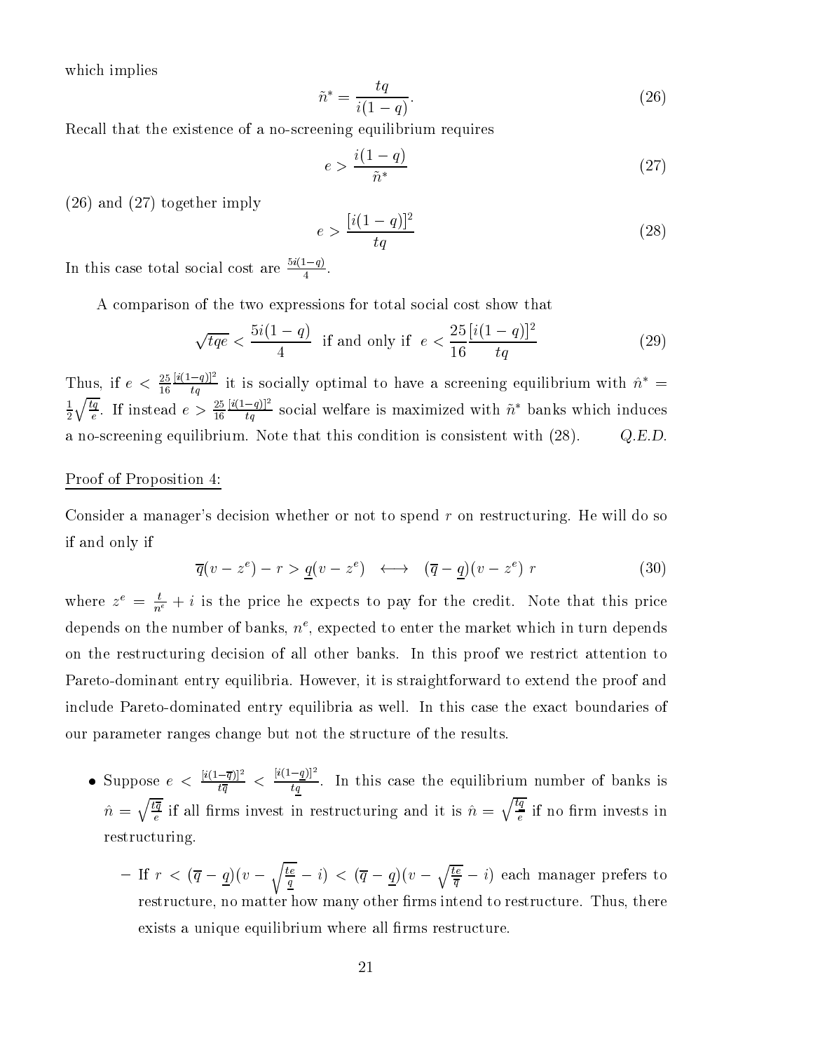which implies

$$\tilde{n}^* = \frac{tq}{i(1-q)}. \tag{26}$$

Recall that the existence of a no-screening equilibrium requires

$$e > \frac{i(1-q)}{\tilde{n}^*} \tag{27}$$

(26) and (27) together imply

$$e > \frac{[i(1-q)]^2}{tq} \tag{28}$$

In this case total social cost are $\frac{5i(1-q)}{4}$.

A comparison of the two expressions for total social cost show that

$$\sqrt{tqe} < \frac{5i(1-q)}{4} \quad \text{if and only if} \quad e < \frac{25}{16}\frac{[i(1-q)]^2}{tq} \tag{29}$$

Thus, if $e < \frac{25}{16}\frac{[i(1-q)]^2}{tq}$ it is socially optimal to have a screening equilibrium with $\hat{n}^* = \frac{1}{2}\sqrt{\frac{tq}{e}}$. If instead $e > \frac{25}{16}\frac{[i(1-q)]^2}{tq}$ social welfare is maximized with $\tilde{n}^*$ banks which induces a no-screening equilibrium. Note that this condition is consistent with (28). *Q.E.D.*

<u>Proof of Proposition 4:</u>

Consider a manager's decision whether or not to spend $r$ on restructuring. He will do so if and only if

$$\overline{q}(v - z^e) - r > \underline{q}(v - z^e) \quad \longleftrightarrow \quad (\overline{q} - \underline{q})(v - z^e)\ r \tag{30}$$

where $z^e = \frac{t}{n^e} + i$ is the price he expects to pay for the credit. Note that this price depends on the number of banks, $n^e$, expected to enter the market which in turn depends on the restructuring decision of all other banks. In this proof we restrict attention to Pareto-dominant entry equilibria. However, it is straightforward to extend the proof and include Pareto-dominated entry equilibria as well. In this case the exact boundaries of our parameter ranges change but not the structure of the results.

- Suppose $e < \frac{[i(1-\overline{q})]^2}{t\overline{q}} < \frac{[i(1-\underline{q})]^2}{t\underline{q}}$. In this case the equilibrium number of banks is $\hat{n} = \sqrt{\frac{t\overline{q}}{e}}$ if all firms invest in restructuring and it is $\hat{n} = \sqrt{\frac{t\underline{q}}{e}}$ if no firm invests in restructuring.
  - If $r < (\overline{q} - \underline{q})(v - \sqrt{\frac{te}{\underline{q}}} - i) < (\overline{q} - \underline{q})(v - \sqrt{\frac{te}{\overline{q}}} - i)$ each manager prefers to restructure, no matter how many other firms intend to restructure. Thus, there exists a unique equilibrium where all firms restructure.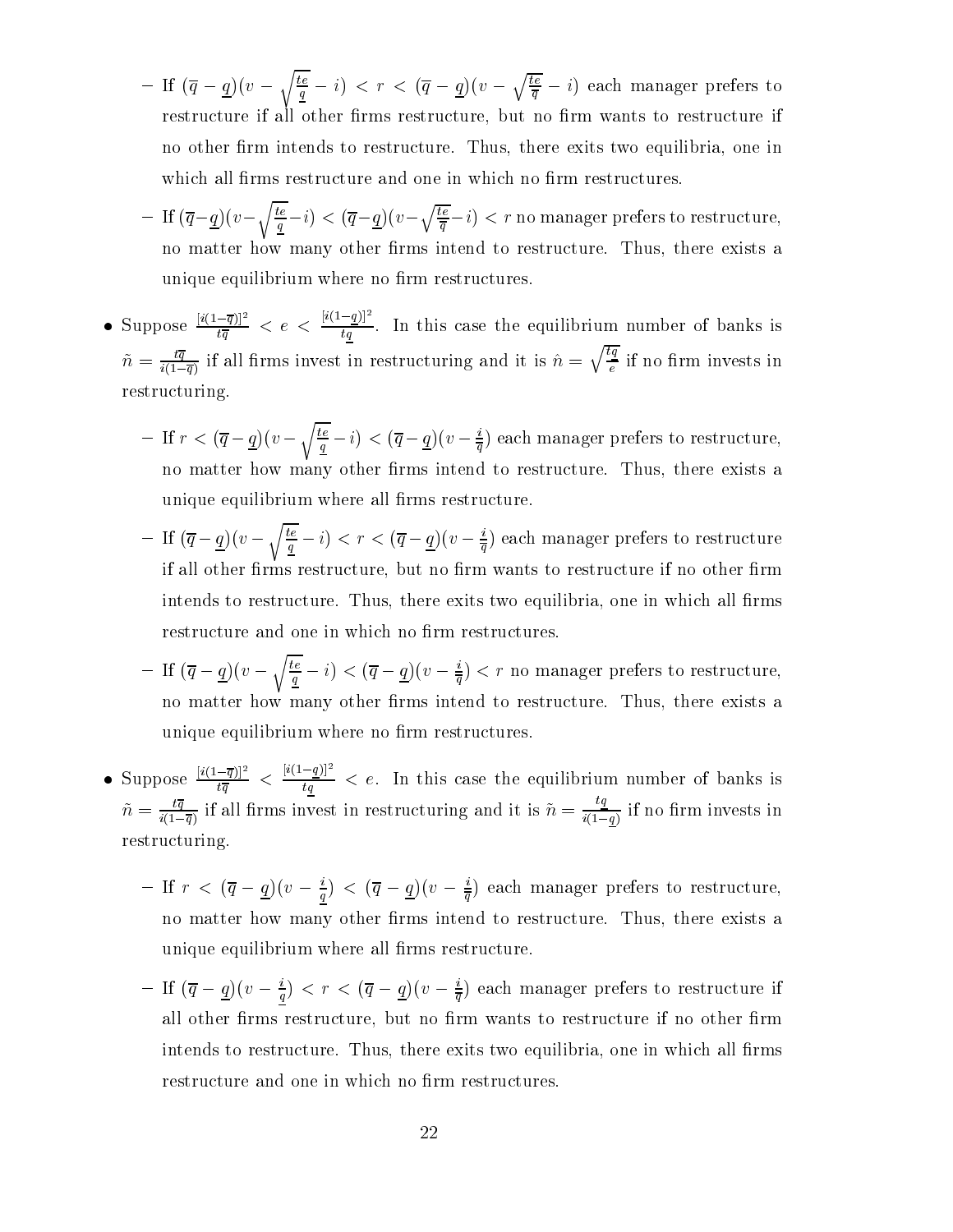- If $(\overline{q}-\underline{q})(v-\sqrt{\frac{te}{\underline{q}}}-i) < r < (\overline{q}-\underline{q})(v-\sqrt{\frac{te}{\overline{q}}}-i)$ each manager prefers to restructure if all other firms restructure, but no firm wants to restructure if no other firm intends to restructure. Thus, there exits two equilibria, one in which all firms restructure and one in which no firm restructures.
- If $(\overline{q}-\underline{q})(v-\sqrt{\frac{te}{\underline{q}}}-i) < (\overline{q}-\underline{q})(v-\sqrt{\frac{te}{\overline{q}}}-i) < r$ no manager prefers to restructure, no matter how many other firms intend to restructure. Thus, there exists a unique equilibrium where no firm restructures.

- Suppose $\frac{[i(1-\overline{q})]^2}{t\overline{q}} < e < \frac{[i(1-\underline{q})]^2}{t\underline{q}}$. In this case the equilibrium number of banks is $\tilde{n} = \frac{t\overline{q}}{i(1-\overline{q})}$ if all firms invest in restructuring and it is $\hat{n} = \sqrt{\frac{t\underline{q}}{e}}$ if no firm invests in restructuring.
  - If $r < (\overline{q}-\underline{q})(v-\sqrt{\frac{te}{\underline{q}}}-i) < (\overline{q}-\underline{q})(v-\frac{i}{\overline{q}})$ each manager prefers to restructure, no matter how many other firms intend to restructure. Thus, there exists a unique equilibrium where all firms restructure.
  - If $(\overline{q}-\underline{q})(v-\sqrt{\frac{te}{\underline{q}}}-i) < r < (\overline{q}-\underline{q})(v-\frac{i}{\overline{q}})$ each manager prefers to restructure if all other firms restructure, but no firm wants to restructure if no other firm intends to restructure. Thus, there exits two equilibria, one in which all firms restructure and one in which no firm restructures.
  - If $(\overline{q}-\underline{q})(v-\sqrt{\frac{te}{\underline{q}}}-i) < (\overline{q}-\underline{q})(v-\frac{i}{\overline{q}}) < r$ no manager prefers to restructure, no matter how many other firms intend to restructure. Thus, there exists a unique equilibrium where no firm restructures.

- Suppose $\frac{[i(1-\overline{q})]^2}{t\overline{q}} < \frac{[i(1-\underline{q})]^2}{t\underline{q}} < e$. In this case the equilibrium number of banks is $\tilde{n} = \frac{t\overline{q}}{i(1-\overline{q})}$ if all firms invest in restructuring and it is $\tilde{n} = \frac{t\underline{q}}{i(1-\underline{q})}$ if no firm invests in restructuring.
  - If $r < (\overline{q}-\underline{q})(v-\frac{i}{\underline{q}}) < (\overline{q}-\underline{q})(v-\frac{i}{\overline{q}})$ each manager prefers to restructure, no matter how many other firms intend to restructure. Thus, there exists a unique equilibrium where all firms restructure.
  - If $(\overline{q}-\underline{q})(v-\frac{i}{\underline{q}}) < r < (\overline{q}-\underline{q})(v-\frac{i}{\overline{q}})$ each manager prefers to restructure if all other firms restructure, but no firm wants to restructure if no other firm intends to restructure. Thus, there exits two equilibria, one in which all firms restructure and one in which no firm restructures.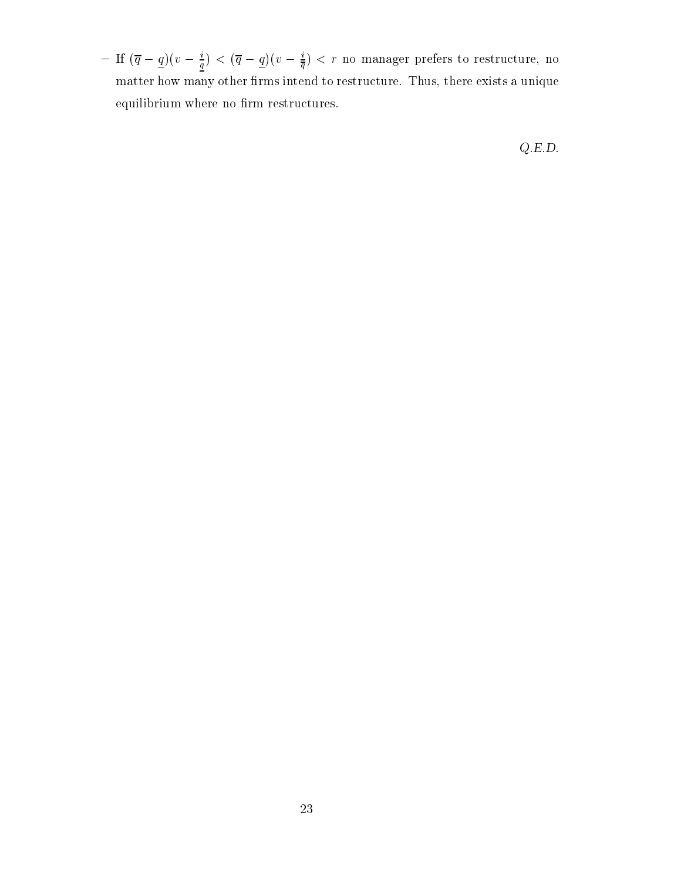– If $(\overline{q} - \underline{q})(v - \frac{i}{\underline{q}}) < (\overline{q} - \underline{q})(v - \frac{i}{\overline{q}}) < r$ no manager prefers to restructure, no matter how many other firms intend to restructure. Thus, there exists a unique equilibrium where no firm restructures.

*Q.E.D.*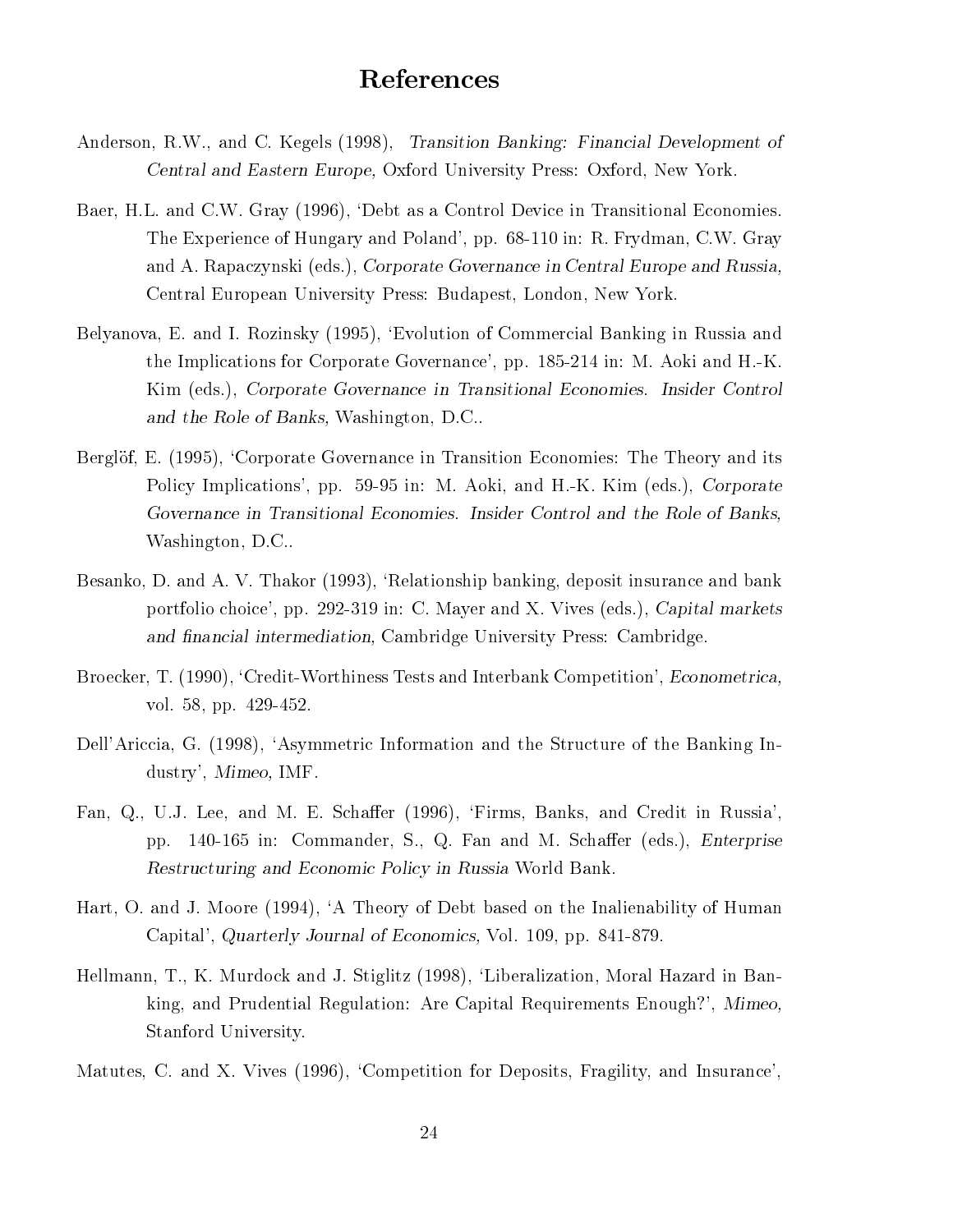# References

Anderson, R.W., and C. Kegels (1998), *Transition Banking: Financial Development of Central and Eastern Europe,* Oxford University Press: Oxford, New York.

Baer, H.L. and C.W. Gray (1996), 'Debt as a Control Device in Transitional Economies. The Experience of Hungary and Poland', pp. 68-110 in: R. Frydman, C.W. Gray and A. Rapaczynski (eds.), *Corporate Governance in Central Europe and Russia,* Central European University Press: Budapest, London, New York.

Belyanova, E. and I. Rozinsky (1995), 'Evolution of Commercial Banking in Russia and the Implications for Corporate Governance', pp. 185-214 in: M. Aoki and H.-K. Kim (eds.), *Corporate Governance in Transitional Economies. Insider Control and the Role of Banks,* Washington, D.C..

Berglöf, E. (1995), 'Corporate Governance in Transition Economies: The Theory and its Policy Implications', pp. 59-95 in: M. Aoki, and H.-K. Kim (eds.), *Corporate Governance in Transitional Economies. Insider Control and the Role of Banks,* Washington, D.C..

Besanko, D. and A. V. Thakor (1993), 'Relationship banking, deposit insurance and bank portfolio choice', pp. 292-319 in: C. Mayer and X. Vives (eds.), *Capital markets and financial intermediation,* Cambridge University Press: Cambridge.

Broecker, T. (1990), 'Credit-Worthiness Tests and Interbank Competition', *Econometrica,* vol. 58, pp. 429-452.

Dell'Ariccia, G. (1998), 'Asymmetric Information and the Structure of the Banking Industry', *Mimeo,* IMF.

Fan, Q., U.J. Lee, and M. E. Schaffer (1996), 'Firms, Banks, and Credit in Russia', pp. 140-165 in: Commander, S., Q. Fan and M. Schaffer (eds.), *Enterprise Restructuring and Economic Policy in Russia* World Bank.

Hart, O. and J. Moore (1994), 'A Theory of Debt based on the Inalienability of Human Capital', *Quarterly Journal of Economics,* Vol. 109, pp. 841-879.

Hellmann, T., K. Murdock and J. Stiglitz (1998), 'Liberalization, Moral Hazard in Banking, and Prudential Regulation: Are Capital Requirements Enough?', *Mimeo,* Stanford University.

Matutes, C. and X. Vives (1996), 'Competition for Deposits, Fragility, and Insurance',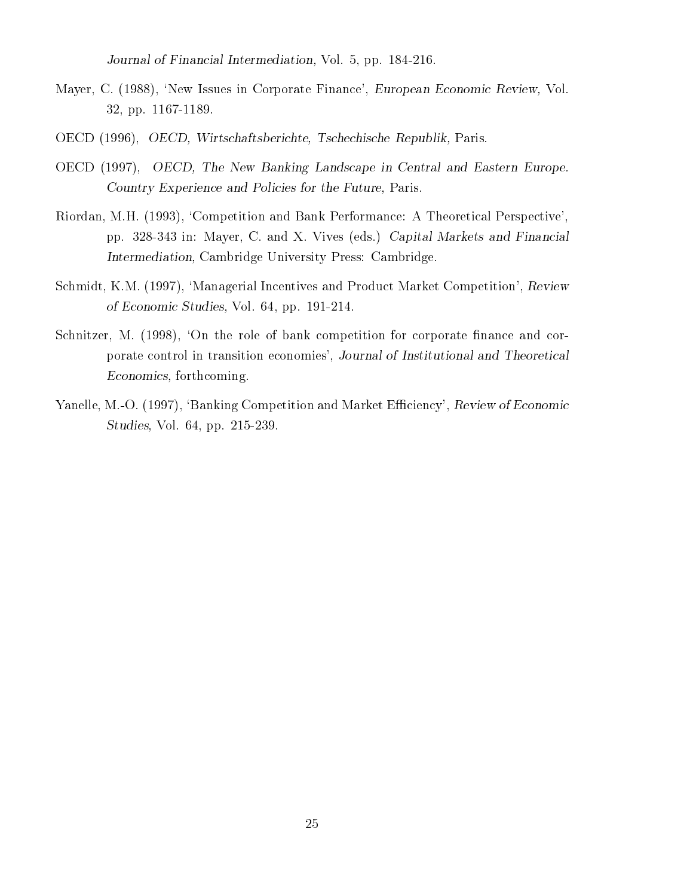*Journal of Financial Intermediation,* Vol. 5, pp. 184-216.

Mayer, C. (1988), 'New Issues in Corporate Finance', *European Economic Review,* Vol. 32, pp. 1167-1189.

OECD (1996), *OECD, Wirtschaftsberichte, Tschechische Republik,* Paris.

OECD (1997), *OECD, The New Banking Landscape in Central and Eastern Europe. Country Experience and Policies for the Future,* Paris.

Riordan, M.H. (1993), 'Competition and Bank Performance: A Theoretical Perspective', pp. 328-343 in: Mayer, C. and X. Vives (eds.) *Capital Markets and Financial Intermediation,* Cambridge University Press: Cambridge.

Schmidt, K.M. (1997), 'Managerial Incentives and Product Market Competition', *Review of Economic Studies,* Vol. 64, pp. 191-214.

Schnitzer, M. (1998), 'On the role of bank competition for corporate finance and corporate control in transition economies', *Journal of Institutional and Theoretical Economics,* forthcoming.

Yanelle, M.-O. (1997), 'Banking Competition and Market Efficiency', *Review of Economic Studies,* Vol. 64, pp. 215-239.